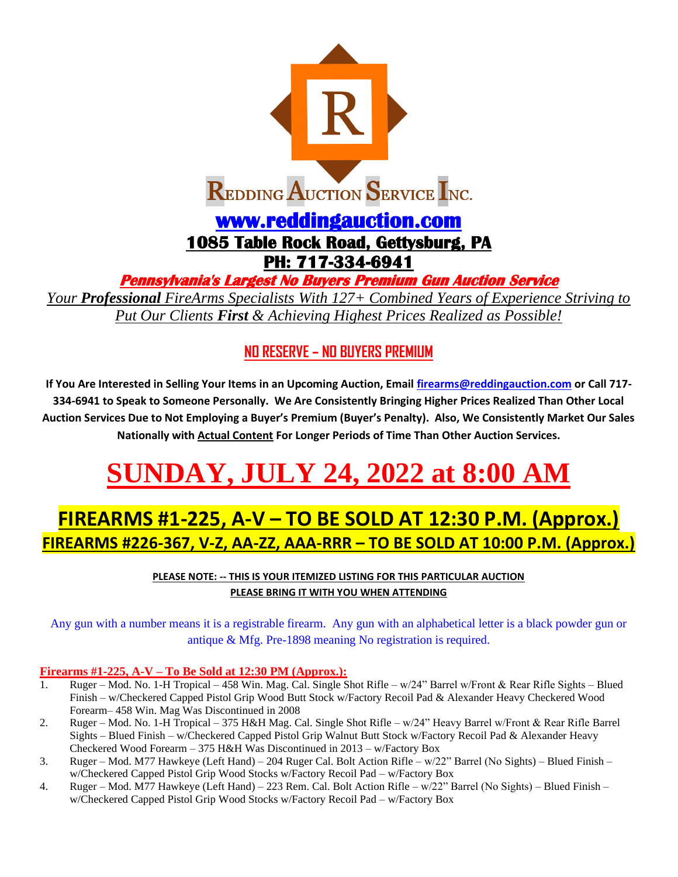# REDDING AUCTION SERVICE INC.

## www.reddingauction.com

## 1085 Table Rock Road, Gettysburg, PA

## PH: 717-334-6941

***Pennsylvania's Largest No Buyers Premium Gun Auction Service***

*Your **Professional** FireArms Specialists With 127+ Combined Years of Experience Striving to Put Our Clients **First** & Achieving Highest Prices Realized as Possible!*

**NO RESERVE – NO BUYERS PREMIUM**

**If You Are Interested in Selling Your Items in an Upcoming Auction, Email firearms@reddingauction.com or Call 717-334-6941 to Speak to Someone Personally. We Are Consistently Bringing Higher Prices Realized Than Other Local Auction Services Due to Not Employing a Buyer's Premium (Buyer's Penalty). Also, We Consistently Market Our Sales Nationally with Actual Content For Longer Periods of Time Than Other Auction Services.**

# SUNDAY, JULY 24, 2022 at 8:00 AM

## FIREARMS #1-225, A-V – TO BE SOLD AT 12:30 P.M. (Approx.)

### FIREARMS #226-367, V-Z, AA-ZZ, AAA-RRR – TO BE SOLD AT 10:00 P.M. (Approx.)

**PLEASE NOTE: -- THIS IS YOUR ITEMIZED LISTING FOR THIS PARTICULAR AUCTION**
**PLEASE BRING IT WITH YOU WHEN ATTENDING**

Any gun with a number means it is a registrable firearm. Any gun with an alphabetical letter is a black powder gun or antique & Mfg. Pre-1898 meaning No registration is required.

**Firearms #1-225, A-V – To Be Sold at 12:30 PM (Approx.):**

1. Ruger – Mod. No. 1-H Tropical – 458 Win. Mag. Cal. Single Shot Rifle – w/24" Barrel w/Front & Rear Rifle Sights – Blued Finish – w/Checkered Capped Pistol Grip Wood Butt Stock w/Factory Recoil Pad & Alexander Heavy Checkered Wood Forearm– 458 Win. Mag Was Discontinued in 2008
2. Ruger – Mod. No. 1-H Tropical – 375 H&H Mag. Cal. Single Shot Rifle – w/24" Heavy Barrel w/Front & Rear Rifle Barrel Sights – Blued Finish – w/Checkered Capped Pistol Grip Walnut Butt Stock w/Factory Recoil Pad & Alexander Heavy Checkered Wood Forearm – 375 H&H Was Discontinued in 2013 – w/Factory Box
3. Ruger – Mod. M77 Hawkeye (Left Hand) – 204 Ruger Cal. Bolt Action Rifle – w/22" Barrel (No Sights) – Blued Finish – w/Checkered Capped Pistol Grip Wood Stocks w/Factory Recoil Pad – w/Factory Box
4. Ruger – Mod. M77 Hawkeye (Left Hand) – 223 Rem. Cal. Bolt Action Rifle – w/22" Barrel (No Sights) – Blued Finish – w/Checkered Capped Pistol Grip Wood Stocks w/Factory Recoil Pad – w/Factory Box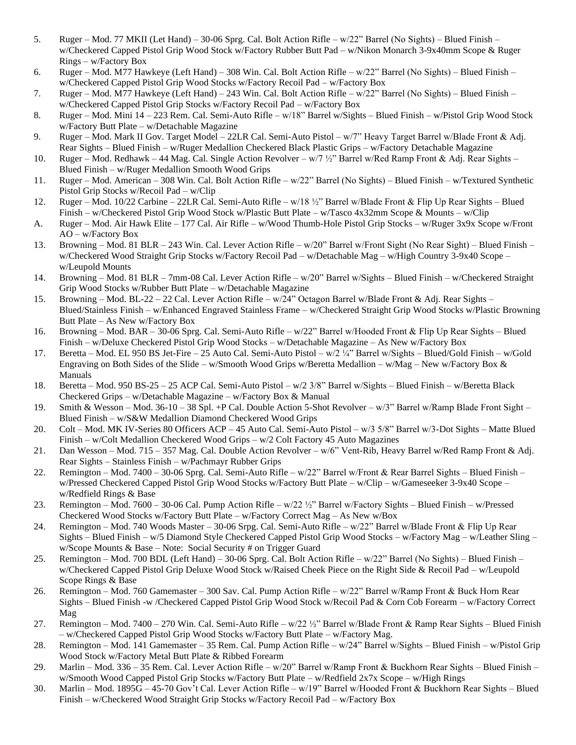5. Ruger – Mod. 77 MKII (Let Hand) – 30-06 Sprg. Cal. Bolt Action Rifle – w/22" Barrel (No Sights) – Blued Finish – w/Checkered Capped Pistol Grip Wood Stock w/Factory Rubber Butt Pad – w/Nikon Monarch 3-9x40mm Scope & Ruger Rings – w/Factory Box
6. Ruger – Mod. M77 Hawkeye (Left Hand) – 308 Win. Cal. Bolt Action Rifle – w/22" Barrel (No Sights) – Blued Finish – w/Checkered Capped Pistol Grip Wood Stocks w/Factory Recoil Pad – w/Factory Box
7. Ruger – Mod. M77 Hawkeye (Left Hand) – 243 Win. Cal. Bolt Action Rifle – w/22" Barrel (No Sights) – Blued Finish – w/Checkered Capped Pistol Grip Stocks w/Factory Recoil Pad – w/Factory Box
8. Ruger – Mod. Mini 14 – 223 Rem. Cal. Semi-Auto Rifle – w/18" Barrel w/Sights – Blued Finish – w/Pistol Grip Wood Stock w/Factory Butt Plate – w/Detachable Magazine
9. Ruger – Mod. Mark II Gov. Target Model – 22LR Cal. Semi-Auto Pistol – w/7" Heavy Target Barrel w/Blade Front & Adj. Rear Sights – Blued Finish – w/Ruger Medallion Checkered Black Plastic Grips – w/Factory Detachable Magazine
10. Ruger – Mod. Redhawk – 44 Mag. Cal. Single Action Revolver – w/7 ½" Barrel w/Red Ramp Front & Adj. Rear Sights – Blued Finish – w/Ruger Medallion Smooth Wood Grips
11. Ruger – Mod. American – 308 Win. Cal. Bolt Action Rifle – w/22" Barrel (No Sights) – Blued Finish – w/Textured Synthetic Pistol Grip Stocks w/Recoil Pad – w/Clip
12. Ruger – Mod. 10/22 Carbine – 22LR Cal. Semi-Auto Rifle – w/18 ½" Barrel w/Blade Front & Flip Up Rear Sights – Blued Finish – w/Checkered Pistol Grip Wood Stock w/Plastic Butt Plate – w/Tasco 4x32mm Scope & Mounts – w/Clip

A. Ruger – Mod. Air Hawk Elite – 177 Cal. Air Rifle – w/Wood Thumb-Hole Pistol Grip Stocks – w/Ruger 3x9x Scope w/Front AO – w/Factory Box

13. Browning – Mod. 81 BLR – 243 Win. Cal. Lever Action Rifle – w/20" Barrel w/Front Sight (No Rear Sight) – Blued Finish – w/Checkered Wood Straight Grip Stocks w/Factory Recoil Pad – w/Detachable Mag – w/High Country 3-9x40 Scope – w/Leupold Mounts
14. Browning – Mod. 81 BLR – 7mm-08 Cal. Lever Action Rifle – w/20" Barrel w/Sights – Blued Finish – w/Checkered Straight Grip Wood Stocks w/Rubber Butt Plate – w/Detachable Magazine
15. Browning – Mod. BL-22 – 22 Cal. Lever Action Rifle – w/24" Octagon Barrel w/Blade Front & Adj. Rear Sights – Blued/Stainless Finish – w/Enhanced Engraved Stainless Frame – w/Checkered Straight Grip Wood Stocks w/Plastic Browning Butt Plate – As New w/Factory Box
16. Browning – Mod. BAR – 30-06 Sprg. Cal. Semi-Auto Rifle – w/22" Barrel w/Hooded Front & Flip Up Rear Sights – Blued Finish – w/Deluxe Checkered Pistol Grip Wood Stocks – w/Detachable Magazine – As New w/Factory Box
17. Beretta – Mod. EL 950 BS Jet-Fire – 25 Auto Cal. Semi-Auto Pistol – w/2 ¼" Barrel w/Sights – Blued/Gold Finish – w/Gold Engraving on Both Sides of the Slide – w/Smooth Wood Grips w/Beretta Medallion – w/Mag – New w/Factory Box & Manuals
18. Beretta – Mod. 950 BS-25 – 25 ACP Cal. Semi-Auto Pistol – w/2 3/8" Barrel w/Sights – Blued Finish – w/Beretta Black Checkered Grips – w/Detachable Magazine – w/Factory Box & Manual
19. Smith & Wesson – Mod. 36-10 – 38 Spl. +P Cal. Double Action 5-Shot Revolver – w/3" Barrel w/Ramp Blade Front Sight – Blued Finish – w/S&W Medallion Diamond Checkered Wood Grips
20. Colt – Mod. MK IV-Series 80 Officers ACP – 45 Auto Cal. Semi-Auto Pistol – w/3 5/8" Barrel w/3-Dot Sights – Matte Blued Finish – w/Colt Medallion Checkered Wood Grips – w/2 Colt Factory 45 Auto Magazines
21. Dan Wesson – Mod. 715 – 357 Mag. Cal. Double Action Revolver – w/6" Vent-Rib, Heavy Barrel w/Red Ramp Front & Adj. Rear Sights – Stainless Finish – w/Pachmayr Rubber Grips
22. Remington – Mod. 7400 – 30-06 Sprg. Cal. Semi-Auto Rifle – w/22" Barrel w/Front & Rear Barrel Sights – Blued Finish – w/Pressed Checkered Capped Pistol Grip Wood Stocks w/Factory Butt Plate – w/Clip – w/Gameseeker 3-9x40 Scope – w/Redfield Rings & Base
23. Remington – Mod. 7600 – 30-06 Cal. Pump Action Rifle – w/22 ½" Barrel w/Factory Sights – Blued Finish – w/Pressed Checkered Wood Stocks w/Factory Butt Plate – w/Factory Correct Mag – As New w/Box
24. Remington – Mod. 740 Woods Master – 30-06 Srpg. Cal. Semi-Auto Rifle – w/22" Barrel w/Blade Front & Flip Up Rear Sights – Blued Finish – w/5 Diamond Style Checkered Capped Pistol Grip Wood Stocks – w/Factory Mag – w/Leather Sling – w/Scope Mounts & Base – Note: Social Security # on Trigger Guard
25. Remington – Mod. 700 BDL (Left Hand) – 30-06 Sprg. Cal. Bolt Action Rifle – w/22" Barrel (No Sights) – Blued Finish – w/Checkered Capped Pistol Grip Deluxe Wood Stock w/Raised Cheek Piece on the Right Side & Recoil Pad – w/Leupold Scope Rings & Base
26. Remington – Mod. 760 Gamemaster – 300 Sav. Cal. Pump Action Rifle – w/22" Barrel w/Ramp Front & Buck Horn Rear Sights – Blued Finish -w /Checkered Capped Pistol Grip Wood Stock w/Recoil Pad & Corn Cob Forearm – w/Factory Correct Mag
27. Remington – Mod. 7400 – 270 Win. Cal. Semi-Auto Rifle – w/22 ½" Barrel w/Blade Front & Ramp Rear Sights – Blued Finish – w/Checkered Capped Pistol Grip Wood Stocks w/Factory Butt Plate – w/Factory Mag.
28. Remington – Mod. 141 Gamemaster – 35 Rem. Cal. Pump Action Rifle – w/24" Barrel w/Sights – Blued Finish – w/Pistol Grip Wood Stock w/Factory Metal Butt Plate & Ribbed Forearm
29. Marlin – Mod. 336 – 35 Rem. Cal. Lever Action Rifle – w/20" Barrel w/Ramp Front & Buckhorn Rear Sights – Blued Finish – w/Smooth Wood Capped Pistol Grip Stocks w/Factory Butt Plate – w/Redfield 2x7x Scope – w/High Rings
30. Marlin – Mod. 1895G – 45-70 Gov't Cal. Lever Action Rifle – w/19" Barrel w/Hooded Front & Buckhorn Rear Sights – Blued Finish – w/Checkered Wood Straight Grip Stocks w/Factory Recoil Pad – w/Factory Box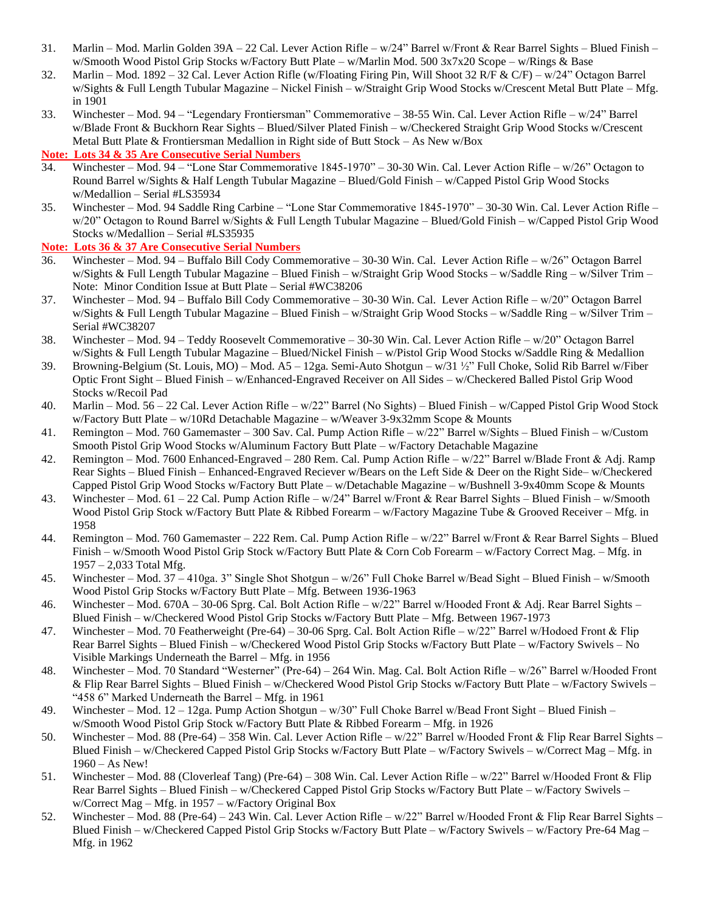31. Marlin – Mod. Marlin Golden 39A – 22 Cal. Lever Action Rifle – w/24" Barrel w/Front & Rear Barrel Sights – Blued Finish – w/Smooth Wood Pistol Grip Stocks w/Factory Butt Plate – w/Marlin Mod. 500 3x7x20 Scope – w/Rings & Base
32. Marlin – Mod. 1892 – 32 Cal. Lever Action Rifle (w/Floating Firing Pin, Will Shoot 32 R/F & C/F) – w/24" Octagon Barrel w/Sights & Full Length Tubular Magazine – Nickel Finish – w/Straight Grip Wood Stocks w/Crescent Metal Butt Plate – Mfg. in 1901
33. Winchester – Mod. 94 – "Legendary Frontiersman" Commemorative – 38-55 Win. Cal. Lever Action Rifle – w/24" Barrel w/Blade Front & Buckhorn Rear Sights – Blued/Silver Plated Finish – w/Checkered Straight Grip Wood Stocks w/Crescent Metal Butt Plate & Frontiersman Medallion in Right side of Butt Stock – As New w/Box

**Note: Lots 34 & 35 Are Consecutive Serial Numbers**

34. Winchester – Mod. 94 – "Lone Star Commemorative 1845-1970" – 30-30 Win. Cal. Lever Action Rifle – w/26" Octagon to Round Barrel w/Sights & Half Length Tubular Magazine – Blued/Gold Finish – w/Capped Pistol Grip Wood Stocks w/Medallion – Serial #LS35934
35. Winchester – Mod. 94 Saddle Ring Carbine – "Lone Star Commemorative 1845-1970" – 30-30 Win. Cal. Lever Action Rifle – w/20" Octagon to Round Barrel w/Sights & Full Length Tubular Magazine – Blued/Gold Finish – w/Capped Pistol Grip Wood Stocks w/Medallion – Serial #LS35935

**Note: Lots 36 & 37 Are Consecutive Serial Numbers**

36. Winchester – Mod. 94 – Buffalo Bill Cody Commemorative – 30-30 Win. Cal. Lever Action Rifle – w/26" Octagon Barrel w/Sights & Full Length Tubular Magazine – Blued Finish – w/Straight Grip Wood Stocks – w/Saddle Ring – w/Silver Trim – Note: Minor Condition Issue at Butt Plate – Serial #WC38206
37. Winchester – Mod. 94 – Buffalo Bill Cody Commemorative – 30-30 Win. Cal. Lever Action Rifle – w/20" Octagon Barrel w/Sights & Full Length Tubular Magazine – Blued Finish – w/Straight Grip Wood Stocks – w/Saddle Ring – w/Silver Trim – Serial #WC38207
38. Winchester – Mod. 94 – Teddy Roosevelt Commemorative – 30-30 Win. Cal. Lever Action Rifle – w/20" Octagon Barrel w/Sights & Full Length Tubular Magazine – Blued/Nickel Finish – w/Pistol Grip Wood Stocks w/Saddle Ring & Medallion
39. Browning-Belgium (St. Louis, MO) – Mod. A5 – 12ga. Semi-Auto Shotgun – w/31 ½" Full Choke, Solid Rib Barrel w/Fiber Optic Front Sight – Blued Finish – w/Enhanced-Engraved Receiver on All Sides – w/Checkered Balled Pistol Grip Wood Stocks w/Recoil Pad
40. Marlin – Mod. 56 – 22 Cal. Lever Action Rifle – w/22" Barrel (No Sights) – Blued Finish – w/Capped Pistol Grip Wood Stock w/Factory Butt Plate – w/10Rd Detachable Magazine – w/Weaver 3-9x32mm Scope & Mounts
41. Remington – Mod. 760 Gamemaster – 300 Sav. Cal. Pump Action Rifle – w/22" Barrel w/Sights – Blued Finish – w/Custom Smooth Pistol Grip Wood Stocks w/Aluminum Factory Butt Plate – w/Factory Detachable Magazine
42. Remington – Mod. 7600 Enhanced-Engraved – 280 Rem. Cal. Pump Action Rifle – w/22" Barrel w/Blade Front & Adj. Ramp Rear Sights – Blued Finish – Enhanced-Engraved Reciever w/Bears on the Left Side & Deer on the Right Side– w/Checkered Capped Pistol Grip Wood Stocks w/Factory Butt Plate – w/Detachable Magazine – w/Bushnell 3-9x40mm Scope & Mounts
43. Winchester – Mod. 61 – 22 Cal. Pump Action Rifle – w/24" Barrel w/Front & Rear Barrel Sights – Blued Finish – w/Smooth Wood Pistol Grip Stock w/Factory Butt Plate & Ribbed Forearm – w/Factory Magazine Tube & Grooved Receiver – Mfg. in 1958
44. Remington – Mod. 760 Gamemaster – 222 Rem. Cal. Pump Action Rifle – w/22" Barrel w/Front & Rear Barrel Sights – Blued Finish – w/Smooth Wood Pistol Grip Stock w/Factory Butt Plate & Corn Cob Forearm – w/Factory Correct Mag. – Mfg. in 1957 – 2,033 Total Mfg.
45. Winchester – Mod. 37 – 410ga. 3" Single Shot Shotgun – w/26" Full Choke Barrel w/Bead Sight – Blued Finish – w/Smooth Wood Pistol Grip Stocks w/Factory Butt Plate – Mfg. Between 1936-1963
46. Winchester – Mod. 670A – 30-06 Sprg. Cal. Bolt Action Rifle – w/22" Barrel w/Hooded Front & Adj. Rear Barrel Sights – Blued Finish – w/Checkered Wood Pistol Grip Stocks w/Factory Butt Plate – Mfg. Between 1967-1973
47. Winchester – Mod. 70 Featherweight (Pre-64) – 30-06 Sprg. Cal. Bolt Action Rifle – w/22" Barrel w/Hodoed Front & Flip Rear Barrel Sights – Blued Finish – w/Checkered Wood Pistol Grip Stocks w/Factory Butt Plate – w/Factory Swivels – No Visible Markings Underneath the Barrel – Mfg. in 1956
48. Winchester – Mod. 70 Standard "Westerner" (Pre-64) – 264 Win. Mag. Cal. Bolt Action Rifle – w/26" Barrel w/Hooded Front & Flip Rear Barrel Sights – Blued Finish – w/Checkered Wood Pistol Grip Stocks w/Factory Butt Plate – w/Factory Swivels – "458 6" Marked Underneath the Barrel – Mfg. in 1961
49. Winchester – Mod. 12 – 12ga. Pump Action Shotgun – w/30" Full Choke Barrel w/Bead Front Sight – Blued Finish – w/Smooth Wood Pistol Grip Stock w/Factory Butt Plate & Ribbed Forearm – Mfg. in 1926
50. Winchester – Mod. 88 (Pre-64) – 358 Win. Cal. Lever Action Rifle – w/22" Barrel w/Hooded Front & Flip Rear Barrel Sights – Blued Finish – w/Checkered Capped Pistol Grip Stocks w/Factory Butt Plate – w/Factory Swivels – w/Correct Mag – Mfg. in 1960 – As New!
51. Winchester – Mod. 88 (Cloverleaf Tang) (Pre-64) – 308 Win. Cal. Lever Action Rifle – w/22" Barrel w/Hooded Front & Flip Rear Barrel Sights – Blued Finish – w/Checkered Capped Pistol Grip Stocks w/Factory Butt Plate – w/Factory Swivels – w/Correct Mag – Mfg. in 1957 – w/Factory Original Box
52. Winchester – Mod. 88 (Pre-64) – 243 Win. Cal. Lever Action Rifle – w/22" Barrel w/Hooded Front & Flip Rear Barrel Sights – Blued Finish – w/Checkered Capped Pistol Grip Stocks w/Factory Butt Plate – w/Factory Swivels – w/Factory Pre-64 Mag – Mfg. in 1962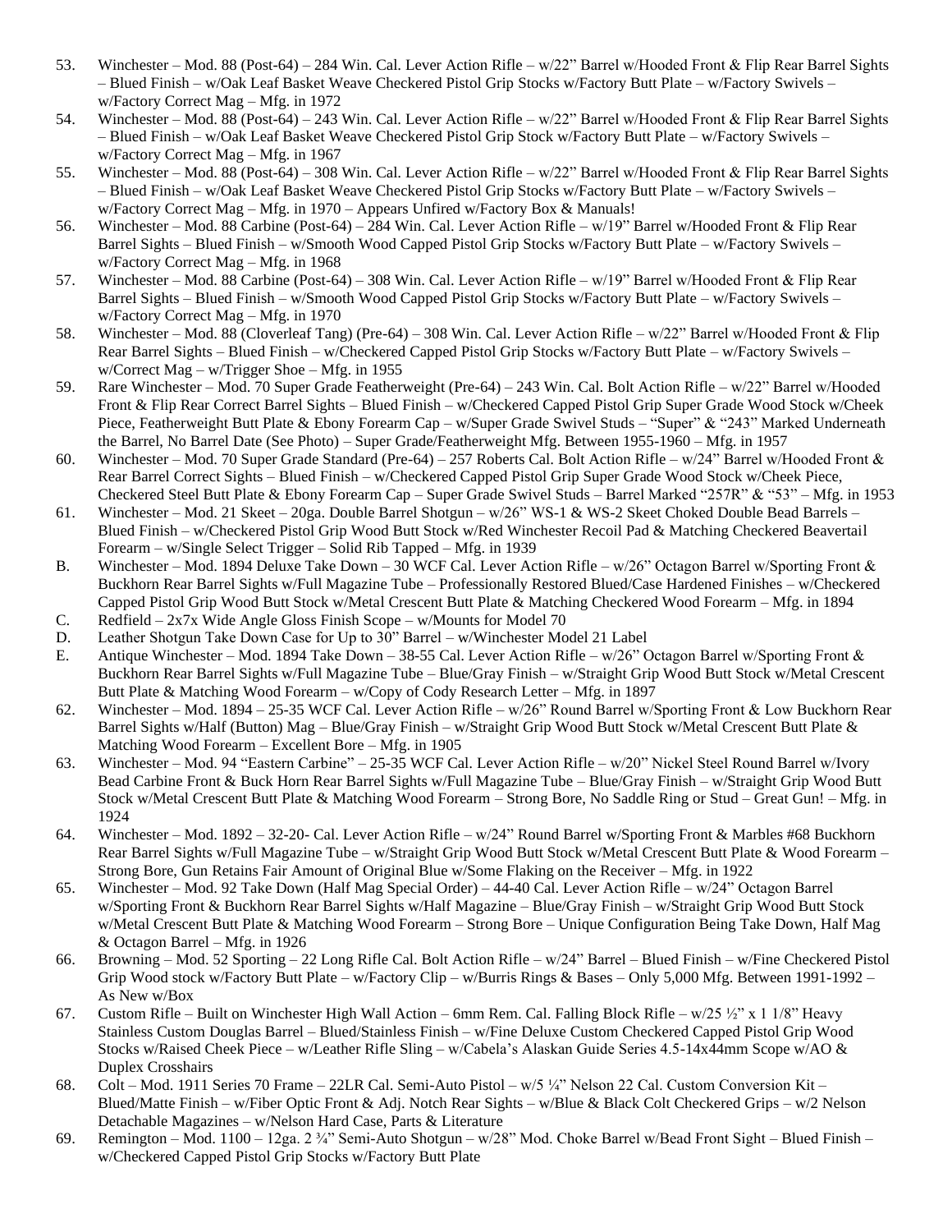53. Winchester – Mod. 88 (Post-64) – 284 Win. Cal. Lever Action Rifle – w/22" Barrel w/Hooded Front & Flip Rear Barrel Sights – Blued Finish – w/Oak Leaf Basket Weave Checkered Pistol Grip Stocks w/Factory Butt Plate – w/Factory Swivels – w/Factory Correct Mag – Mfg. in 1972
54. Winchester – Mod. 88 (Post-64) – 243 Win. Cal. Lever Action Rifle – w/22" Barrel w/Hooded Front & Flip Rear Barrel Sights – Blued Finish – w/Oak Leaf Basket Weave Checkered Pistol Grip Stock w/Factory Butt Plate – w/Factory Swivels – w/Factory Correct Mag – Mfg. in 1967
55. Winchester – Mod. 88 (Post-64) – 308 Win. Cal. Lever Action Rifle – w/22" Barrel w/Hooded Front & Flip Rear Barrel Sights – Blued Finish – w/Oak Leaf Basket Weave Checkered Pistol Grip Stocks w/Factory Butt Plate – w/Factory Swivels – w/Factory Correct Mag – Mfg. in 1970 – Appears Unfired w/Factory Box & Manuals!
56. Winchester – Mod. 88 Carbine (Post-64) – 284 Win. Cal. Lever Action Rifle – w/19" Barrel w/Hooded Front & Flip Rear Barrel Sights – Blued Finish – w/Smooth Wood Capped Pistol Grip Stocks w/Factory Butt Plate – w/Factory Swivels – w/Factory Correct Mag – Mfg. in 1968
57. Winchester – Mod. 88 Carbine (Post-64) – 308 Win. Cal. Lever Action Rifle – w/19" Barrel w/Hooded Front & Flip Rear Barrel Sights – Blued Finish – w/Smooth Wood Capped Pistol Grip Stocks w/Factory Butt Plate – w/Factory Swivels – w/Factory Correct Mag – Mfg. in 1970
58. Winchester – Mod. 88 (Cloverleaf Tang) (Pre-64) – 308 Win. Cal. Lever Action Rifle – w/22" Barrel w/Hooded Front & Flip Rear Barrel Sights – Blued Finish – w/Checkered Capped Pistol Grip Stocks w/Factory Butt Plate – w/Factory Swivels – w/Correct Mag – w/Trigger Shoe – Mfg. in 1955
59. Rare Winchester – Mod. 70 Super Grade Featherweight (Pre-64) – 243 Win. Cal. Bolt Action Rifle – w/22" Barrel w/Hooded Front & Flip Rear Correct Barrel Sights – Blued Finish – w/Checkered Capped Pistol Grip Super Grade Wood Stock w/Cheek Piece, Featherweight Butt Plate & Ebony Forearm Cap – w/Super Grade Swivel Studs – "Super" & "243" Marked Underneath the Barrel, No Barrel Date (See Photo) – Super Grade/Featherweight Mfg. Between 1955-1960 – Mfg. in 1957
60. Winchester – Mod. 70 Super Grade Standard (Pre-64) – 257 Roberts Cal. Bolt Action Rifle – w/24" Barrel w/Hooded Front & Rear Barrel Correct Sights – Blued Finish – w/Checkered Capped Pistol Grip Super Grade Wood Stock w/Cheek Piece, Checkered Steel Butt Plate & Ebony Forearm Cap – Super Grade Swivel Studs – Barrel Marked "257R" & "53" – Mfg. in 1953
61. Winchester – Mod. 21 Skeet – 20ga. Double Barrel Shotgun – w/26" WS-1 & WS-2 Skeet Choked Double Bead Barrels – Blued Finish – w/Checkered Pistol Grip Wood Butt Stock w/Red Winchester Recoil Pad & Matching Checkered Beavertail Forearm – w/Single Select Trigger – Solid Rib Tapped – Mfg. in 1939

B. Winchester – Mod. 1894 Deluxe Take Down – 30 WCF Cal. Lever Action Rifle – w/26" Octagon Barrel w/Sporting Front & Buckhorn Rear Barrel Sights w/Full Magazine Tube – Professionally Restored Blued/Case Hardened Finishes – w/Checkered Capped Pistol Grip Wood Butt Stock w/Metal Crescent Butt Plate & Matching Checkered Wood Forearm – Mfg. in 1894
C. Redfield – 2x7x Wide Angle Gloss Finish Scope – w/Mounts for Model 70
D. Leather Shotgun Take Down Case for Up to 30" Barrel – w/Winchester Model 21 Label
E. Antique Winchester – Mod. 1894 Take Down – 38-55 Cal. Lever Action Rifle – w/26" Octagon Barrel w/Sporting Front & Buckhorn Rear Barrel Sights w/Full Magazine Tube – Blue/Gray Finish – w/Straight Grip Wood Butt Stock w/Metal Crescent Butt Plate & Matching Wood Forearm – w/Copy of Cody Research Letter – Mfg. in 1897

62. Winchester – Mod. 1894 – 25-35 WCF Cal. Lever Action Rifle – w/26" Round Barrel w/Sporting Front & Low Buckhorn Rear Barrel Sights w/Half (Button) Mag – Blue/Gray Finish – w/Straight Grip Wood Butt Stock w/Metal Crescent Butt Plate & Matching Wood Forearm – Excellent Bore – Mfg. in 1905
63. Winchester – Mod. 94 "Eastern Carbine" – 25-35 WCF Cal. Lever Action Rifle – w/20" Nickel Steel Round Barrel w/Ivory Bead Carbine Front & Buck Horn Rear Barrel Sights w/Full Magazine Tube – Blue/Gray Finish – w/Straight Grip Wood Butt Stock w/Metal Crescent Butt Plate & Matching Wood Forearm – Strong Bore, No Saddle Ring or Stud – Great Gun! – Mfg. in 1924
64. Winchester – Mod. 1892 – 32-20- Cal. Lever Action Rifle – w/24" Round Barrel w/Sporting Front & Marbles #68 Buckhorn Rear Barrel Sights w/Full Magazine Tube – w/Straight Grip Wood Butt Stock w/Metal Crescent Butt Plate & Wood Forearm – Strong Bore, Gun Retains Fair Amount of Original Blue w/Some Flaking on the Receiver – Mfg. in 1922
65. Winchester – Mod. 92 Take Down (Half Mag Special Order) – 44-40 Cal. Lever Action Rifle – w/24" Octagon Barrel w/Sporting Front & Buckhorn Rear Barrel Sights w/Half Magazine – Blue/Gray Finish – w/Straight Grip Wood Butt Stock w/Metal Crescent Butt Plate & Matching Wood Forearm – Strong Bore – Unique Configuration Being Take Down, Half Mag & Octagon Barrel – Mfg. in 1926
66. Browning – Mod. 52 Sporting – 22 Long Rifle Cal. Bolt Action Rifle – w/24" Barrel – Blued Finish – w/Fine Checkered Pistol Grip Wood stock w/Factory Butt Plate – w/Factory Clip – w/Burris Rings & Bases – Only 5,000 Mfg. Between 1991-1992 – As New w/Box
67. Custom Rifle – Built on Winchester High Wall Action – 6mm Rem. Cal. Falling Block Rifle – w/25 ½" x 1 1/8" Heavy Stainless Custom Douglas Barrel – Blued/Stainless Finish – w/Fine Deluxe Custom Checkered Capped Pistol Grip Wood Stocks w/Raised Cheek Piece – w/Leather Rifle Sling – w/Cabela's Alaskan Guide Series 4.5-14x44mm Scope w/AO & Duplex Crosshairs
68. Colt – Mod. 1911 Series 70 Frame – 22LR Cal. Semi-Auto Pistol – w/5 ¼" Nelson 22 Cal. Custom Conversion Kit – Blued/Matte Finish – w/Fiber Optic Front & Adj. Notch Rear Sights – w/Blue & Black Colt Checkered Grips – w/2 Nelson Detachable Magazines – w/Nelson Hard Case, Parts & Literature
69. Remington – Mod. 1100 – 12ga. 2 ¾" Semi-Auto Shotgun – w/28" Mod. Choke Barrel w/Bead Front Sight – Blued Finish – w/Checkered Capped Pistol Grip Stocks w/Factory Butt Plate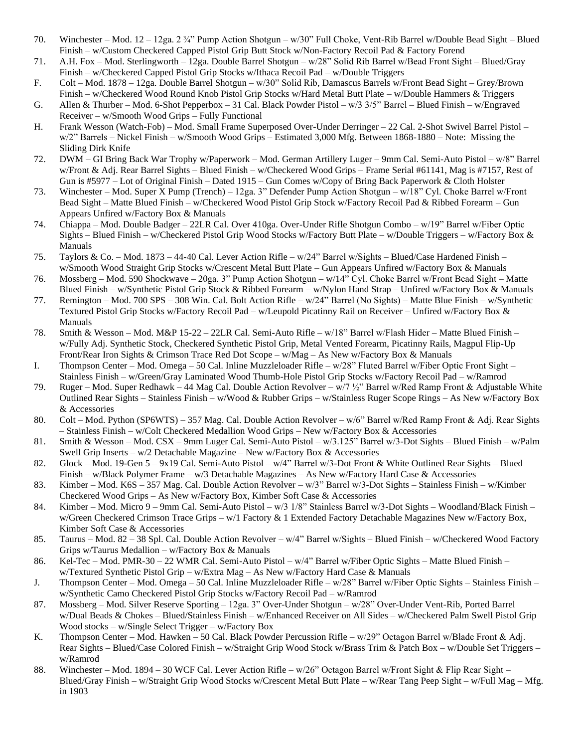70. Winchester – Mod. 12 – 12ga. 2 ¾" Pump Action Shotgun – w/30" Full Choke, Vent-Rib Barrel w/Double Bead Sight – Blued Finish – w/Custom Checkered Capped Pistol Grip Butt Stock w/Non-Factory Recoil Pad & Factory Forend
71. A.H. Fox – Mod. Sterlingworth – 12ga. Double Barrel Shotgun – w/28" Solid Rib Barrel w/Bead Front Sight – Blued/Gray Finish – w/Checkered Capped Pistol Grip Stocks w/Ithaca Recoil Pad – w/Double Triggers
F. Colt – Mod. 1878 – 12ga. Double Barrel Shotgun – w/30" Solid Rib, Damascus Barrels w/Front Bead Sight – Grey/Brown Finish – w/Checkered Wood Round Knob Pistol Grip Stocks w/Hard Metal Butt Plate – w/Double Hammers & Triggers
G. Allen & Thurber – Mod. 6-Shot Pepperbox – 31 Cal. Black Powder Pistol – w/3 3/5" Barrel – Blued Finish – w/Engraved Receiver – w/Smooth Wood Grips – Fully Functional
H. Frank Wesson (Watch-Fob) – Mod. Small Frame Superposed Over-Under Derringer – 22 Cal. 2-Shot Swivel Barrel Pistol – w/2" Barrels – Nickel Finish – w/Smooth Wood Grips – Estimated 3,000 Mfg. Between 1868-1880 – Note: Missing the Sliding Dirk Knife
72. DWM – GI Bring Back War Trophy w/Paperwork – Mod. German Artillery Luger – 9mm Cal. Semi-Auto Pistol – w/8" Barrel w/Front & Adj. Rear Barrel Sights – Blued Finish – w/Checkered Wood Grips – Frame Serial #61141, Mag is #7157, Rest of Gun is #5977 – Lot of Original Finish – Dated 1915 – Gun Comes w/Copy of Bring Back Paperwork & Cloth Holster
73. Winchester – Mod. Super X Pump (Trench) – 12ga. 3" Defender Pump Action Shotgun – w/18" Cyl. Choke Barrel w/Front Bead Sight – Matte Blued Finish – w/Checkered Wood Pistol Grip Stock w/Factory Recoil Pad & Ribbed Forearm – Gun Appears Unfired w/Factory Box & Manuals
74. Chiappa – Mod. Double Badger – 22LR Cal. Over 410ga. Over-Under Rifle Shotgun Combo – w/19" Barrel w/Fiber Optic Sights – Blued Finish – w/Checkered Pistol Grip Wood Stocks w/Factory Butt Plate – w/Double Triggers – w/Factory Box & Manuals
75. Taylors & Co. – Mod. 1873 – 44-40 Cal. Lever Action Rifle – w/24" Barrel w/Sights – Blued/Case Hardened Finish – w/Smooth Wood Straight Grip Stocks w/Crescent Metal Butt Plate – Gun Appears Unfired w/Factory Box & Manuals
76. Mossberg – Mod. 590 Shockwave – 20ga. 3" Pump Action Shotgun – w/14" Cyl. Choke Barrel w/Front Bead Sight – Matte Blued Finish – w/Synthetic Pistol Grip Stock & Ribbed Forearm – w/Nylon Hand Strap – Unfired w/Factory Box & Manuals
77. Remington – Mod. 700 SPS – 308 Win. Cal. Bolt Action Rifle – w/24" Barrel (No Sights) – Matte Blue Finish – w/Synthetic Textured Pistol Grip Stocks w/Factory Recoil Pad – w/Leupold Picatinny Rail on Receiver – Unfired w/Factory Box & Manuals
78. Smith & Wesson – Mod. M&P 15-22 – 22LR Cal. Semi-Auto Rifle – w/18" Barrel w/Flash Hider – Matte Blued Finish – w/Fully Adj. Synthetic Stock, Checkered Synthetic Pistol Grip, Metal Vented Forearm, Picatinny Rails, Magpul Flip-Up Front/Rear Iron Sights & Crimson Trace Red Dot Scope – w/Mag – As New w/Factory Box & Manuals
I. Thompson Center – Mod. Omega – 50 Cal. Inline Muzzleloader Rifle – w/28" Fluted Barrel w/Fiber Optic Front Sight – Stainless Finish – w/Green/Gray Laminated Wood Thumb-Hole Pistol Grip Stocks w/Factory Recoil Pad – w/Ramrod
79. Ruger – Mod. Super Redhawk – 44 Mag Cal. Double Action Revolver – w/7 ½" Barrel w/Red Ramp Front & Adjustable White Outlined Rear Sights – Stainless Finish – w/Wood & Rubber Grips – w/Stainless Ruger Scope Rings – As New w/Factory Box & Accessories
80. Colt – Mod. Python (SP6WTS) – 357 Mag. Cal. Double Action Revolver – w/6" Barrel w/Red Ramp Front & Adj. Rear Sights – Stainless Finish – w/Colt Checkered Medallion Wood Grips – New w/Factory Box & Accessories
81. Smith & Wesson – Mod. CSX – 9mm Luger Cal. Semi-Auto Pistol – w/3.125" Barrel w/3-Dot Sights – Blued Finish – w/Palm Swell Grip Inserts – w/2 Detachable Magazine – New w/Factory Box & Accessories
82. Glock – Mod. 19-Gen 5 – 9x19 Cal. Semi-Auto Pistol – w/4" Barrel w/3-Dot Front & White Outlined Rear Sights – Blued Finish – w/Black Polymer Frame – w/3 Detachable Magazines – As New w/Factory Hard Case & Accessories
83. Kimber – Mod. K6S – 357 Mag. Cal. Double Action Revolver – w/3" Barrel w/3-Dot Sights – Stainless Finish – w/Kimber Checkered Wood Grips – As New w/Factory Box, Kimber Soft Case & Accessories
84. Kimber – Mod. Micro 9 – 9mm Cal. Semi-Auto Pistol – w/3 1/8" Stainless Barrel w/3-Dot Sights – Woodland/Black Finish – w/Green Checkered Crimson Trace Grips – w/1 Factory & 1 Extended Factory Detachable Magazines New w/Factory Box, Kimber Soft Case & Accessories
85. Taurus – Mod. 82 – 38 Spl. Cal. Double Action Revolver – w/4" Barrel w/Sights – Blued Finish – w/Checkered Wood Factory Grips w/Taurus Medallion – w/Factory Box & Manuals
86. Kel-Tec – Mod. PMR-30 – 22 WMR Cal. Semi-Auto Pistol – w/4" Barrel w/Fiber Optic Sights – Matte Blued Finish – w/Textured Synthetic Pistol Grip – w/Extra Mag – As New w/Factory Hard Case & Manuals
J. Thompson Center – Mod. Omega – 50 Cal. Inline Muzzleloader Rifle – w/28" Barrel w/Fiber Optic Sights – Stainless Finish – w/Synthetic Camo Checkered Pistol Grip Stocks w/Factory Recoil Pad – w/Ramrod
87. Mossberg – Mod. Silver Reserve Sporting – 12ga. 3" Over-Under Shotgun – w/28" Over-Under Vent-Rib, Ported Barrel w/Dual Beads & Chokes – Blued/Stainless Finish – w/Enhanced Receiver on All Sides – w/Checkered Palm Swell Pistol Grip Wood stocks – w/Single Select Trigger – w/Factory Box
K. Thompson Center – Mod. Hawken – 50 Cal. Black Powder Percussion Rifle – w/29" Octagon Barrel w/Blade Front & Adj. Rear Sights – Blued/Case Colored Finish – w/Straight Grip Wood Stock w/Brass Trim & Patch Box – w/Double Set Triggers – w/Ramrod
88. Winchester – Mod. 1894 – 30 WCF Cal. Lever Action Rifle – w/26" Octagon Barrel w/Front Sight & Flip Rear Sight – Blued/Gray Finish – w/Straight Grip Wood Stocks w/Crescent Metal Butt Plate – w/Rear Tang Peep Sight – w/Full Mag – Mfg. in 1903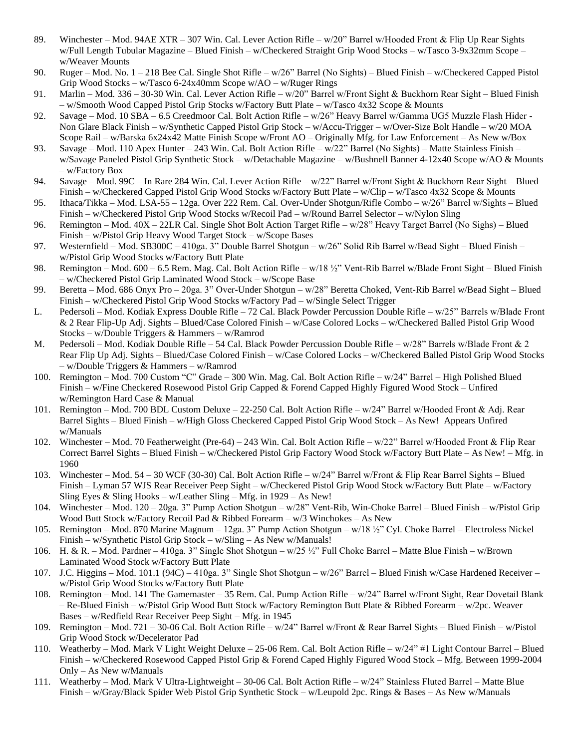89. Winchester – Mod. 94AE XTR – 307 Win. Cal. Lever Action Rifle – w/20" Barrel w/Hooded Front & Flip Up Rear Sights w/Full Length Tubular Magazine – Blued Finish – w/Checkered Straight Grip Wood Stocks – w/Tasco 3-9x32mm Scope – w/Weaver Mounts
90. Ruger – Mod. No. 1 – 218 Bee Cal. Single Shot Rifle – w/26" Barrel (No Sights) – Blued Finish – w/Checkered Capped Pistol Grip Wood Stocks – w/Tasco 6-24x40mm Scope w/AO – w/Ruger Rings
91. Marlin – Mod. 336 – 30-30 Win. Cal. Lever Action Rifle – w/20" Barrel w/Front Sight & Buckhorn Rear Sight – Blued Finish – w/Smooth Wood Capped Pistol Grip Stocks w/Factory Butt Plate – w/Tasco 4x32 Scope & Mounts
92. Savage – Mod. 10 SBA – 6.5 Creedmoor Cal. Bolt Action Rifle – w/26" Heavy Barrel w/Gamma UG5 Muzzle Flash Hider - Non Glare Black Finish – w/Synthetic Capped Pistol Grip Stock – w/Accu-Trigger – w/Over-Size Bolt Handle – w/20 MOA Scope Rail – w/Barska 6x24x42 Matte Finish Scope w/Front AO – Originally Mfg. for Law Enforcement – As New w/Box
93. Savage – Mod. 110 Apex Hunter – 243 Win. Cal. Bolt Action Rifle – w/22" Barrel (No Sights) – Matte Stainless Finish – w/Savage Paneled Pistol Grip Synthetic Stock – w/Detachable Magazine – w/Bushnell Banner 4-12x40 Scope w/AO & Mounts – w/Factory Box
94. Savage – Mod. 99C – In Rare 284 Win. Cal. Lever Action Rifle – w/22" Barrel w/Front Sight & Buckhorn Rear Sight – Blued Finish – w/Checkered Capped Pistol Grip Wood Stocks w/Factory Butt Plate – w/Clip – w/Tasco 4x32 Scope & Mounts
95. Ithaca/Tikka – Mod. LSA-55 – 12ga. Over 222 Rem. Cal. Over-Under Shotgun/Rifle Combo – w/26" Barrel w/Sights – Blued Finish – w/Checkered Pistol Grip Wood Stocks w/Recoil Pad – w/Round Barrel Selector – w/Nylon Sling
96. Remington – Mod. 40X – 22LR Cal. Single Shot Bolt Action Target Rifle – w/28" Heavy Target Barrel (No Sighs) – Blued Finish – w/Pistol Grip Heavy Wood Target Stock – w/Scope Bases
97. Westernfield – Mod. SB300C – 410ga. 3" Double Barrel Shotgun – w/26" Solid Rib Barrel w/Bead Sight – Blued Finish – w/Pistol Grip Wood Stocks w/Factory Butt Plate
98. Remington – Mod. 600 – 6.5 Rem. Mag. Cal. Bolt Action Rifle – w/18 ½" Vent-Rib Barrel w/Blade Front Sight – Blued Finish – w/Checkered Pistol Grip Laminated Wood Stock – w/Scope Base
99. Beretta – Mod. 686 Onyx Pro – 20ga. 3" Over-Under Shotgun – w/28" Beretta Choked, Vent-Rib Barrel w/Bead Sight – Blued Finish – w/Checkered Pistol Grip Wood Stocks w/Factory Pad – w/Single Select Trigger

L. Pedersoli – Mod. Kodiak Express Double Rifle – 72 Cal. Black Powder Percussion Double Rifle – w/25" Barrels w/Blade Front & 2 Rear Flip-Up Adj. Sights – Blued/Case Colored Finish – w/Case Colored Locks – w/Checkered Balled Pistol Grip Wood Stocks – w/Double Triggers & Hammers – w/Ramrod

M. Pedersoli – Mod. Kodiak Double Rifle – 54 Cal. Black Powder Percussion Double Rifle – w/28" Barrels w/Blade Front & 2 Rear Flip Up Adj. Sights – Blued/Case Colored Finish – w/Case Colored Locks – w/Checkered Balled Pistol Grip Wood Stocks – w/Double Triggers & Hammers – w/Ramrod

100. Remington – Mod. 700 Custom "C" Grade – 300 Win. Mag. Cal. Bolt Action Rifle – w/24" Barrel – High Polished Blued Finish – w/Fine Checkered Rosewood Pistol Grip Capped & Forend Capped Highly Figured Wood Stock – Unfired w/Remington Hard Case & Manual
101. Remington – Mod. 700 BDL Custom Deluxe – 22-250 Cal. Bolt Action Rifle – w/24" Barrel w/Hooded Front & Adj. Rear Barrel Sights – Blued Finish – w/High Gloss Checkered Capped Pistol Grip Wood Stock – As New! Appears Unfired w/Manuals
102. Winchester – Mod. 70 Featherweight (Pre-64) – 243 Win. Cal. Bolt Action Rifle – w/22" Barrel w/Hooded Front & Flip Rear Correct Barrel Sights – Blued Finish – w/Checkered Pistol Grip Factory Wood Stock w/Factory Butt Plate – As New! – Mfg. in 1960
103. Winchester – Mod. 54 – 30 WCF (30-30) Cal. Bolt Action Rifle – w/24" Barrel w/Front & Flip Rear Barrel Sights – Blued Finish – Lyman 57 WJS Rear Receiver Peep Sight – w/Checkered Pistol Grip Wood Stock w/Factory Butt Plate – w/Factory Sling Eyes & Sling Hooks – w/Leather Sling – Mfg. in 1929 – As New!
104. Winchester – Mod. 120 – 20ga. 3" Pump Action Shotgun – w/28" Vent-Rib, Win-Choke Barrel – Blued Finish – w/Pistol Grip Wood Butt Stock w/Factory Recoil Pad & Ribbed Forearm – w/3 Winchokes – As New
105. Remington – Mod. 870 Marine Magnum – 12ga. 3" Pump Action Shotgun – w/18 ½" Cyl. Choke Barrel – Electroless Nickel Finish – w/Synthetic Pistol Grip Stock – w/Sling – As New w/Manuals!
106. H. & R. – Mod. Pardner – 410ga. 3" Single Shot Shotgun – w/25 ½" Full Choke Barrel – Matte Blue Finish – w/Brown Laminated Wood Stock w/Factory Butt Plate
107. J.C. Higgins – Mod. 101.1 (94C) – 410ga. 3" Single Shot Shotgun – w/26" Barrel – Blued Finish w/Case Hardened Receiver – w/Pistol Grip Wood Stocks w/Factory Butt Plate
108. Remington – Mod. 141 The Gamemaster – 35 Rem. Cal. Pump Action Rifle – w/24" Barrel w/Front Sight, Rear Dovetail Blank – Re-Blued Finish – w/Pistol Grip Wood Butt Stock w/Factory Remington Butt Plate & Ribbed Forearm – w/2pc. Weaver Bases – w/Redfield Rear Receiver Peep Sight – Mfg. in 1945
109. Remington – Mod. 721 – 30-06 Cal. Bolt Action Rifle – w/24" Barrel w/Front & Rear Barrel Sights – Blued Finish – w/Pistol Grip Wood Stock w/Decelerator Pad
110. Weatherby – Mod. Mark V Light Weight Deluxe – 25-06 Rem. Cal. Bolt Action Rifle – w/24" #1 Light Contour Barrel – Blued Finish – w/Checkered Rosewood Capped Pistol Grip & Forend Caped Highly Figured Wood Stock – Mfg. Between 1999-2004 Only – As New w/Manuals
111. Weatherby – Mod. Mark V Ultra-Lightweight – 30-06 Cal. Bolt Action Rifle – w/24" Stainless Fluted Barrel – Matte Blue Finish – w/Gray/Black Spider Web Pistol Grip Synthetic Stock – w/Leupold 2pc. Rings & Bases – As New w/Manuals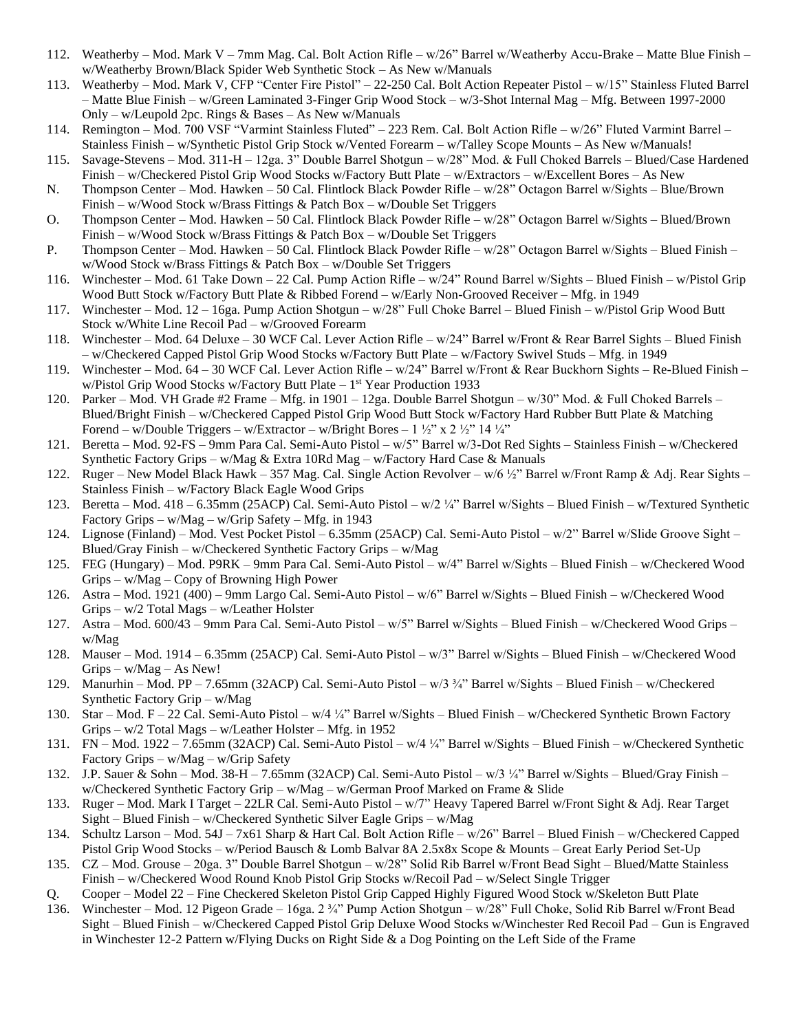112. Weatherby – Mod. Mark V – 7mm Mag. Cal. Bolt Action Rifle – w/26" Barrel w/Weatherby Accu-Brake – Matte Blue Finish – w/Weatherby Brown/Black Spider Web Synthetic Stock – As New w/Manuals
113. Weatherby – Mod. Mark V, CFP "Center Fire Pistol" – 22-250 Cal. Bolt Action Repeater Pistol – w/15" Stainless Fluted Barrel – Matte Blue Finish – w/Green Laminated 3-Finger Grip Wood Stock – w/3-Shot Internal Mag – Mfg. Between 1997-2000 Only – w/Leupold 2pc. Rings & Bases – As New w/Manuals
114. Remington – Mod. 700 VSF "Varmint Stainless Fluted" – 223 Rem. Cal. Bolt Action Rifle – w/26" Fluted Varmint Barrel – Stainless Finish – w/Synthetic Pistol Grip Stock w/Vented Forearm – w/Talley Scope Mounts – As New w/Manuals!
115. Savage-Stevens – Mod. 311-H – 12ga. 3" Double Barrel Shotgun – w/28" Mod. & Full Choked Barrels – Blued/Case Hardened Finish – w/Checkered Pistol Grip Wood Stocks w/Factory Butt Plate – w/Extractors – w/Excellent Bores – As New

N. Thompson Center – Mod. Hawken – 50 Cal. Flintlock Black Powder Rifle – w/28" Octagon Barrel w/Sights – Blue/Brown Finish – w/Wood Stock w/Brass Fittings & Patch Box – w/Double Set Triggers

O. Thompson Center – Mod. Hawken – 50 Cal. Flintlock Black Powder Rifle – w/28" Octagon Barrel w/Sights – Blued/Brown Finish – w/Wood Stock w/Brass Fittings & Patch Box – w/Double Set Triggers

P. Thompson Center – Mod. Hawken – 50 Cal. Flintlock Black Powder Rifle – w/28" Octagon Barrel w/Sights – Blued Finish – w/Wood Stock w/Brass Fittings & Patch Box – w/Double Set Triggers

116. Winchester – Mod. 61 Take Down – 22 Cal. Pump Action Rifle – w/24" Round Barrel w/Sights – Blued Finish – w/Pistol Grip Wood Butt Stock w/Factory Butt Plate & Ribbed Forend – w/Early Non-Grooved Receiver – Mfg. in 1949
117. Winchester – Mod. 12 – 16ga. Pump Action Shotgun – w/28" Full Choke Barrel – Blued Finish – w/Pistol Grip Wood Butt Stock w/White Line Recoil Pad – w/Grooved Forearm
118. Winchester – Mod. 64 Deluxe – 30 WCF Cal. Lever Action Rifle – w/24" Barrel w/Front & Rear Barrel Sights – Blued Finish – w/Checkered Capped Pistol Grip Wood Stocks w/Factory Butt Plate – w/Factory Swivel Studs – Mfg. in 1949
119. Winchester – Mod. 64 – 30 WCF Cal. Lever Action Rifle – w/24" Barrel w/Front & Rear Buckhorn Sights – Re-Blued Finish – w/Pistol Grip Wood Stocks w/Factory Butt Plate – 1st Year Production 1933
120. Parker – Mod. VH Grade #2 Frame – Mfg. in 1901 – 12ga. Double Barrel Shotgun – w/30" Mod. & Full Choked Barrels – Blued/Bright Finish – w/Checkered Capped Pistol Grip Wood Butt Stock w/Factory Hard Rubber Butt Plate & Matching Forend – w/Double Triggers – w/Extractor – w/Bright Bores – 1 ½" x 2 ½" 14 ¼"
121. Beretta – Mod. 92-FS – 9mm Para Cal. Semi-Auto Pistol – w/5" Barrel w/3-Dot Red Sights – Stainless Finish – w/Checkered Synthetic Factory Grips – w/Mag & Extra 10Rd Mag – w/Factory Hard Case & Manuals
122. Ruger – New Model Black Hawk – 357 Mag. Cal. Single Action Revolver – w/6 ½" Barrel w/Front Ramp & Adj. Rear Sights – Stainless Finish – w/Factory Black Eagle Wood Grips
123. Beretta – Mod. 418 – 6.35mm (25ACP) Cal. Semi-Auto Pistol – w/2 ¼" Barrel w/Sights – Blued Finish – w/Textured Synthetic Factory Grips – w/Mag – w/Grip Safety – Mfg. in 1943
124. Lignose (Finland) – Mod. Vest Pocket Pistol – 6.35mm (25ACP) Cal. Semi-Auto Pistol – w/2" Barrel w/Slide Groove Sight – Blued/Gray Finish – w/Checkered Synthetic Factory Grips – w/Mag
125. FEG (Hungary) – Mod. P9RK – 9mm Para Cal. Semi-Auto Pistol – w/4" Barrel w/Sights – Blued Finish – w/Checkered Wood Grips – w/Mag – Copy of Browning High Power
126. Astra – Mod. 1921 (400) – 9mm Largo Cal. Semi-Auto Pistol – w/6" Barrel w/Sights – Blued Finish – w/Checkered Wood Grips – w/2 Total Mags – w/Leather Holster
127. Astra – Mod. 600/43 – 9mm Para Cal. Semi-Auto Pistol – w/5" Barrel w/Sights – Blued Finish – w/Checkered Wood Grips – w/Mag
128. Mauser – Mod. 1914 – 6.35mm (25ACP) Cal. Semi-Auto Pistol – w/3" Barrel w/Sights – Blued Finish – w/Checkered Wood Grips – w/Mag – As New!
129. Manurhin – Mod. PP – 7.65mm (32ACP) Cal. Semi-Auto Pistol – w/3 ¾" Barrel w/Sights – Blued Finish – w/Checkered Synthetic Factory Grip – w/Mag
130. Star – Mod. F – 22 Cal. Semi-Auto Pistol – w/4 ¼" Barrel w/Sights – Blued Finish – w/Checkered Synthetic Brown Factory Grips – w/2 Total Mags – w/Leather Holster – Mfg. in 1952
131. FN – Mod. 1922 – 7.65mm (32ACP) Cal. Semi-Auto Pistol – w/4 ¼" Barrel w/Sights – Blued Finish – w/Checkered Synthetic Factory Grips – w/Mag – w/Grip Safety
132. J.P. Sauer & Sohn – Mod. 38-H – 7.65mm (32ACP) Cal. Semi-Auto Pistol – w/3 ¼" Barrel w/Sights – Blued/Gray Finish – w/Checkered Synthetic Factory Grip – w/Mag – w/German Proof Marked on Frame & Slide
133. Ruger – Mod. Mark I Target – 22LR Cal. Semi-Auto Pistol – w/7" Heavy Tapered Barrel w/Front Sight & Adj. Rear Target Sight – Blued Finish – w/Checkered Synthetic Silver Eagle Grips – w/Mag
134. Schultz Larson – Mod. 54J – 7x61 Sharp & Hart Cal. Bolt Action Rifle – w/26" Barrel – Blued Finish – w/Checkered Capped Pistol Grip Wood Stocks – w/Period Bausch & Lomb Balvar 8A 2.5x8x Scope & Mounts – Great Early Period Set-Up
135. CZ – Mod. Grouse – 20ga. 3" Double Barrel Shotgun – w/28" Solid Rib Barrel w/Front Bead Sight – Blued/Matte Stainless Finish – w/Checkered Wood Round Knob Pistol Grip Stocks w/Recoil Pad – w/Select Single Trigger

Q. Cooper – Model 22 – Fine Checkered Skeleton Pistol Grip Capped Highly Figured Wood Stock w/Skeleton Butt Plate

136. Winchester – Mod. 12 Pigeon Grade – 16ga. 2 ¾" Pump Action Shotgun – w/28" Full Choke, Solid Rib Barrel w/Front Bead Sight – Blued Finish – w/Checkered Capped Pistol Grip Deluxe Wood Stocks w/Winchester Red Recoil Pad – Gun is Engraved in Winchester 12-2 Pattern w/Flying Ducks on Right Side & a Dog Pointing on the Left Side of the Frame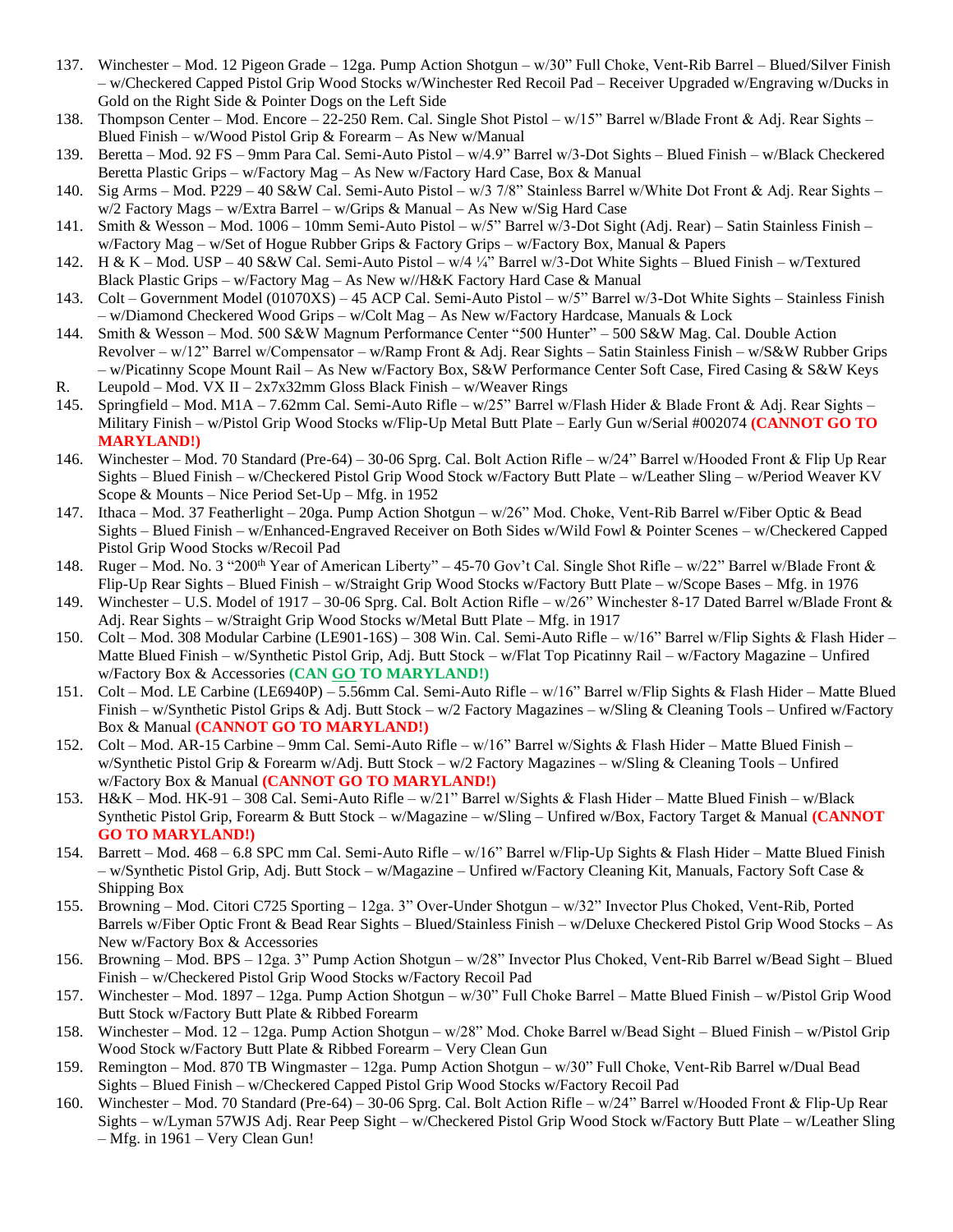137. Winchester – Mod. 12 Pigeon Grade – 12ga. Pump Action Shotgun – w/30" Full Choke, Vent-Rib Barrel – Blued/Silver Finish – w/Checkered Capped Pistol Grip Wood Stocks w/Winchester Red Recoil Pad – Receiver Upgraded w/Engraving w/Ducks in Gold on the Right Side & Pointer Dogs on the Left Side
138. Thompson Center – Mod. Encore – 22-250 Rem. Cal. Single Shot Pistol – w/15" Barrel w/Blade Front & Adj. Rear Sights – Blued Finish – w/Wood Pistol Grip & Forearm – As New w/Manual
139. Beretta – Mod. 92 FS – 9mm Para Cal. Semi-Auto Pistol – w/4.9" Barrel w/3-Dot Sights – Blued Finish – w/Black Checkered Beretta Plastic Grips – w/Factory Mag – As New w/Factory Hard Case, Box & Manual
140. Sig Arms – Mod. P229 – 40 S&W Cal. Semi-Auto Pistol – w/3 7/8" Stainless Barrel w/White Dot Front & Adj. Rear Sights – w/2 Factory Mags – w/Extra Barrel – w/Grips & Manual – As New w/Sig Hard Case
141. Smith & Wesson – Mod. 1006 – 10mm Semi-Auto Pistol – w/5" Barrel w/3-Dot Sight (Adj. Rear) – Satin Stainless Finish – w/Factory Mag – w/Set of Hogue Rubber Grips & Factory Grips – w/Factory Box, Manual & Papers
142. H & K – Mod. USP – 40 S&W Cal. Semi-Auto Pistol – w/4 ¼" Barrel w/3-Dot White Sights – Blued Finish – w/Textured Black Plastic Grips – w/Factory Mag – As New w//H&K Factory Hard Case & Manual
143. Colt – Government Model (01070XS) – 45 ACP Cal. Semi-Auto Pistol – w/5" Barrel w/3-Dot White Sights – Stainless Finish – w/Diamond Checkered Wood Grips – w/Colt Mag – As New w/Factory Hardcase, Manuals & Lock
144. Smith & Wesson – Mod. 500 S&W Magnum Performance Center "500 Hunter" – 500 S&W Mag. Cal. Double Action Revolver – w/12" Barrel w/Compensator – w/Ramp Front & Adj. Rear Sights – Satin Stainless Finish – w/S&W Rubber Grips – w/Picatinny Scope Mount Rail – As New w/Factory Box, S&W Performance Center Soft Case, Fired Casing & S&W Keys

R. Leupold – Mod. VX II – 2x7x32mm Gloss Black Finish – w/Weaver Rings

145. Springfield – Mod. M1A – 7.62mm Cal. Semi-Auto Rifle – w/25" Barrel w/Flash Hider & Blade Front & Adj. Rear Sights – Military Finish – w/Pistol Grip Wood Stocks w/Flip-Up Metal Butt Plate – Early Gun w/Serial #002074 **(CANNOT GO TO MARYLAND!)**
146. Winchester – Mod. 70 Standard (Pre-64) – 30-06 Sprg. Cal. Bolt Action Rifle – w/24" Barrel w/Hooded Front & Flip Up Rear Sights – Blued Finish – w/Checkered Pistol Grip Wood Stock w/Factory Butt Plate – w/Leather Sling – w/Period Weaver KV Scope & Mounts – Nice Period Set-Up – Mfg. in 1952
147. Ithaca – Mod. 37 Featherlight – 20ga. Pump Action Shotgun – w/26" Mod. Choke, Vent-Rib Barrel w/Fiber Optic & Bead Sights – Blued Finish – w/Enhanced-Engraved Receiver on Both Sides w/Wild Fowl & Pointer Scenes – w/Checkered Capped Pistol Grip Wood Stocks w/Recoil Pad
148. Ruger – Mod. No. 3 "200th Year of American Liberty" – 45-70 Gov't Cal. Single Shot Rifle – w/22" Barrel w/Blade Front & Flip-Up Rear Sights – Blued Finish – w/Straight Grip Wood Stocks w/Factory Butt Plate – w/Scope Bases – Mfg. in 1976
149. Winchester – U.S. Model of 1917 – 30-06 Sprg. Cal. Bolt Action Rifle – w/26" Winchester 8-17 Dated Barrel w/Blade Front & Adj. Rear Sights – w/Straight Grip Wood Stocks w/Metal Butt Plate – Mfg. in 1917
150. Colt – Mod. 308 Modular Carbine (LE901-16S) – 308 Win. Cal. Semi-Auto Rifle – w/16" Barrel w/Flip Sights & Flash Hider – Matte Blued Finish – w/Synthetic Pistol Grip, Adj. Butt Stock – w/Flat Top Picatinny Rail – w/Factory Magazine – Unfired w/Factory Box & Accessories **(CAN GO TO MARYLAND!)**
151. Colt – Mod. LE Carbine (LE6940P) – 5.56mm Cal. Semi-Auto Rifle – w/16" Barrel w/Flip Sights & Flash Hider – Matte Blued Finish – w/Synthetic Pistol Grips & Adj. Butt Stock – w/2 Factory Magazines – w/Sling & Cleaning Tools – Unfired w/Factory Box & Manual **(CANNOT GO TO MARYLAND!)**
152. Colt – Mod. AR-15 Carbine – 9mm Cal. Semi-Auto Rifle – w/16" Barrel w/Sights & Flash Hider – Matte Blued Finish – w/Synthetic Pistol Grip & Forearm w/Adj. Butt Stock – w/2 Factory Magazines – w/Sling & Cleaning Tools – Unfired w/Factory Box & Manual **(CANNOT GO TO MARYLAND!)**
153. H&K – Mod. HK-91 – 308 Cal. Semi-Auto Rifle – w/21" Barrel w/Sights & Flash Hider – Matte Blued Finish – w/Black Synthetic Pistol Grip, Forearm & Butt Stock – w/Magazine – w/Sling – Unfired w/Box, Factory Target & Manual **(CANNOT GO TO MARYLAND!)**
154. Barrett – Mod. 468 – 6.8 SPC mm Cal. Semi-Auto Rifle – w/16" Barrel w/Flip-Up Sights & Flash Hider – Matte Blued Finish – w/Synthetic Pistol Grip, Adj. Butt Stock – w/Magazine – Unfired w/Factory Cleaning Kit, Manuals, Factory Soft Case & Shipping Box
155. Browning – Mod. Citori C725 Sporting – 12ga. 3" Over-Under Shotgun – w/32" Invector Plus Choked, Vent-Rib, Ported Barrels w/Fiber Optic Front & Bead Rear Sights – Blued/Stainless Finish – w/Deluxe Checkered Pistol Grip Wood Stocks – As New w/Factory Box & Accessories
156. Browning – Mod. BPS – 12ga. 3" Pump Action Shotgun – w/28" Invector Plus Choked, Vent-Rib Barrel w/Bead Sight – Blued Finish – w/Checkered Pistol Grip Wood Stocks w/Factory Recoil Pad
157. Winchester – Mod. 1897 – 12ga. Pump Action Shotgun – w/30" Full Choke Barrel – Matte Blued Finish – w/Pistol Grip Wood Butt Stock w/Factory Butt Plate & Ribbed Forearm
158. Winchester – Mod. 12 – 12ga. Pump Action Shotgun – w/28" Mod. Choke Barrel w/Bead Sight – Blued Finish – w/Pistol Grip Wood Stock w/Factory Butt Plate & Ribbed Forearm – Very Clean Gun
159. Remington – Mod. 870 TB Wingmaster – 12ga. Pump Action Shotgun – w/30" Full Choke, Vent-Rib Barrel w/Dual Bead Sights – Blued Finish – w/Checkered Capped Pistol Grip Wood Stocks w/Factory Recoil Pad
160. Winchester – Mod. 70 Standard (Pre-64) – 30-06 Sprg. Cal. Bolt Action Rifle – w/24" Barrel w/Hooded Front & Flip-Up Rear Sights – w/Lyman 57WJS Adj. Rear Peep Sight – w/Checkered Pistol Grip Wood Stock w/Factory Butt Plate – w/Leather Sling – Mfg. in 1961 – Very Clean Gun!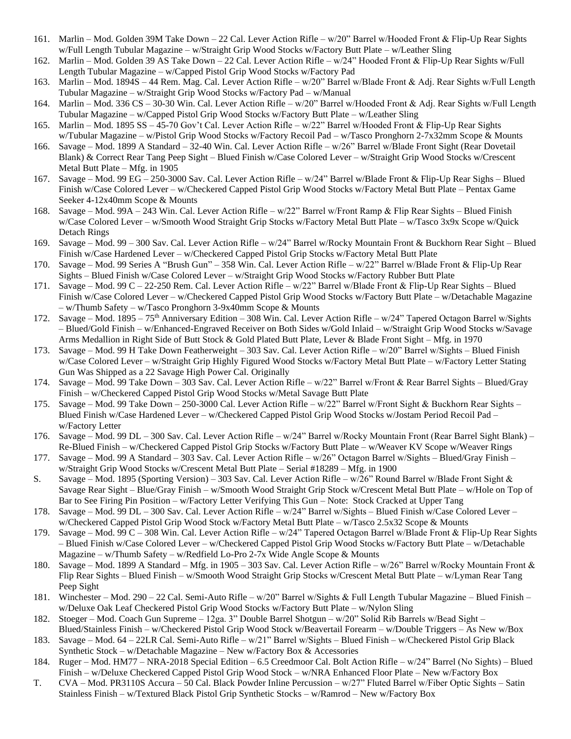161. Marlin – Mod. Golden 39M Take Down – 22 Cal. Lever Action Rifle – w/20" Barrel w/Hooded Front & Flip-Up Rear Sights w/Full Length Tubular Magazine – w/Straight Grip Wood Stocks w/Factory Butt Plate – w/Leather Sling
162. Marlin – Mod. Golden 39 AS Take Down – 22 Cal. Lever Action Rifle – w/24" Hooded Front & Flip-Up Rear Sights w/Full Length Tubular Magazine – w/Capped Pistol Grip Wood Stocks w/Factory Pad
163. Marlin – Mod. 1894S – 44 Rem. Mag. Cal. Lever Action Rifle – w/20" Barrel w/Blade Front & Adj. Rear Sights w/Full Length Tubular Magazine – w/Straight Grip Wood Stocks w/Factory Pad – w/Manual
164. Marlin – Mod. 336 CS – 30-30 Win. Cal. Lever Action Rifle – w/20" Barrel w/Hooded Front & Adj. Rear Sights w/Full Length Tubular Magazine – w/Capped Pistol Grip Wood Stocks w/Factory Butt Plate – w/Leather Sling
165. Marlin – Mod. 1895 SS – 45-70 Gov't Cal. Lever Action Rifle – w/22" Barrel w/Hooded Front & Flip-Up Rear Sights w/Tubular Magazine – w/Pistol Grip Wood Stocks w/Factory Recoil Pad – w/Tasco Pronghorn 2-7x32mm Scope & Mounts
166. Savage – Mod. 1899 A Standard – 32-40 Win. Cal. Lever Action Rifle – w/26" Barrel w/Blade Front Sight (Rear Dovetail Blank) & Correct Rear Tang Peep Sight – Blued Finish w/Case Colored Lever – w/Straight Grip Wood Stocks w/Crescent Metal Butt Plate – Mfg. in 1905
167. Savage – Mod. 99 EG – 250-3000 Sav. Cal. Lever Action Rifle – w/24" Barrel w/Blade Front & Flip-Up Rear Sighs – Blued Finish w/Case Colored Lever – w/Checkered Capped Pistol Grip Wood Stocks w/Factory Metal Butt Plate – Pentax Game Seeker 4-12x40mm Scope & Mounts
168. Savage – Mod. 99A – 243 Win. Cal. Lever Action Rifle – w/22" Barrel w/Front Ramp & Flip Rear Sights – Blued Finish w/Case Colored Lever – w/Smooth Wood Straight Grip Stocks w/Factory Metal Butt Plate – w/Tasco 3x9x Scope w/Quick Detach Rings
169. Savage – Mod. 99 – 300 Sav. Cal. Lever Action Rifle – w/24" Barrel w/Rocky Mountain Front & Buckhorn Rear Sight – Blued Finish w/Case Hardened Lever – w/Checkered Capped Pistol Grip Stocks w/Factory Metal Butt Plate
170. Savage – Mod. 99 Series A "Brush Gun" – 358 Win. Cal. Lever Action Rifle – w/22" Barrel w/Blade Front & Flip-Up Rear Sights – Blued Finish w/Case Colored Lever – w/Straight Grip Wood Stocks w/Factory Rubber Butt Plate
171. Savage – Mod. 99 C – 22-250 Rem. Cal. Lever Action Rifle – w/22" Barrel w/Blade Front & Flip-Up Rear Sights – Blued Finish w/Case Colored Lever – w/Checkered Capped Pistol Grip Wood Stocks w/Factory Butt Plate – w/Detachable Magazine – w/Thumb Safety – w/Tasco Pronghorn 3-9x40mm Scope & Mounts
172. Savage – Mod. 1895 – 75th Anniversary Edition – 308 Win. Cal. Lever Action Rifle – w/24" Tapered Octagon Barrel w/Sights – Blued/Gold Finish – w/Enhanced-Engraved Receiver on Both Sides w/Gold Inlaid – w/Straight Grip Wood Stocks w/Savage Arms Medallion in Right Side of Butt Stock & Gold Plated Butt Plate, Lever & Blade Front Sight – Mfg. in 1970
173. Savage – Mod. 99 H Take Down Featherweight – 303 Sav. Cal. Lever Action Rifle – w/20" Barrel w/Sights – Blued Finish w/Case Colored Lever – w/Straight Grip Highly Figured Wood Stocks w/Factory Metal Butt Plate – w/Factory Letter Stating Gun Was Shipped as a 22 Savage High Power Cal. Originally
174. Savage – Mod. 99 Take Down – 303 Sav. Cal. Lever Action Rifle – w/22" Barrel w/Front & Rear Barrel Sights – Blued/Gray Finish – w/Checkered Capped Pistol Grip Wood Stocks w/Metal Savage Butt Plate
175. Savage – Mod. 99 Take Down – 250-3000 Cal. Lever Action Rifle – w/22" Barrel w/Front Sight & Buckhorn Rear Sights – Blued Finish w/Case Hardened Lever – w/Checkered Capped Pistol Grip Wood Stocks w/Jostam Period Recoil Pad – w/Factory Letter
176. Savage – Mod. 99 DL – 300 Sav. Cal. Lever Action Rifle – w/24" Barrel w/Rocky Mountain Front (Rear Barrel Sight Blank) – Re-Blued Finish – w/Checkered Capped Pistol Grip Stocks w/Factory Butt Plate – w/Weaver KV Scope w/Weaver Rings
177. Savage – Mod. 99 A Standard – 303 Sav. Cal. Lever Action Rifle – w/26" Octagon Barrel w/Sights – Blued/Gray Finish – w/Straight Grip Wood Stocks w/Crescent Metal Butt Plate – Serial #18289 – Mfg. in 1900

S. Savage – Mod. 1895 (Sporting Version) – 303 Sav. Cal. Lever Action Rifle – w/26" Round Barrel w/Blade Front Sight & Savage Rear Sight – Blue/Gray Finish – w/Smooth Wood Straight Grip Stock w/Crescent Metal Butt Plate – w/Hole on Top of Bar to See Firing Pin Position – w/Factory Letter Verifying This Gun – Note: Stock Cracked at Upper Tang

178. Savage – Mod. 99 DL – 300 Sav. Cal. Lever Action Rifle – w/24" Barrel w/Sights – Blued Finish w/Case Colored Lever – w/Checkered Capped Pistol Grip Wood Stock w/Factory Metal Butt Plate – w/Tasco 2.5x32 Scope & Mounts
179. Savage – Mod. 99 C – 308 Win. Cal. Lever Action Rifle – w/24" Tapered Octagon Barrel w/Blade Front & Flip-Up Rear Sights – Blued Finish w/Case Colored Lever – w/Checkered Capped Pistol Grip Wood Stocks w/Factory Butt Plate – w/Detachable Magazine – w/Thumb Safety – w/Redfield Lo-Pro 2-7x Wide Angle Scope & Mounts
180. Savage – Mod. 1899 A Standard – Mfg. in 1905 – 303 Sav. Cal. Lever Action Rifle – w/26" Barrel w/Rocky Mountain Front & Flip Rear Sights – Blued Finish – w/Smooth Wood Straight Grip Stocks w/Crescent Metal Butt Plate – w/Lyman Rear Tang Peep Sight
181. Winchester – Mod. 290 – 22 Cal. Semi-Auto Rifle – w/20" Barrel w/Sights & Full Length Tubular Magazine – Blued Finish – w/Deluxe Oak Leaf Checkered Pistol Grip Wood Stocks w/Factory Butt Plate – w/Nylon Sling
182. Stoeger – Mod. Coach Gun Supreme – 12ga. 3" Double Barrel Shotgun – w/20" Solid Rib Barrels w/Bead Sight – Blued/Stainless Finish – w/Checkered Pistol Grip Wood Stock w/Beavertail Forearm – w/Double Triggers – As New w/Box
183. Savage – Mod. 64 – 22LR Cal. Semi-Auto Rifle – w/21" Barrel w/Sights – Blued Finish – w/Checkered Pistol Grip Black Synthetic Stock – w/Detachable Magazine – New w/Factory Box & Accessories
184. Ruger – Mod. HM77 – NRA-2018 Special Edition – 6.5 Creedmoor Cal. Bolt Action Rifle – w/24" Barrel (No Sights) – Blued Finish – w/Deluxe Checkered Capped Pistol Grip Wood Stock – w/NRA Enhanced Floor Plate – New w/Factory Box

T. CVA – Mod. PR3110S Accura – 50 Cal. Black Powder Inline Percussion – w/27" Fluted Barrel w/Fiber Optic Sights – Satin Stainless Finish – w/Textured Black Pistol Grip Synthetic Stocks – w/Ramrod – New w/Factory Box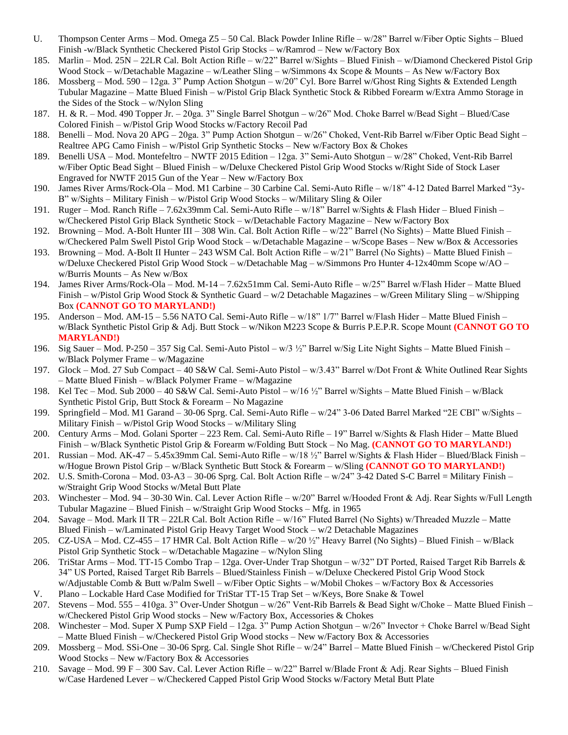U. Thompson Center Arms – Mod. Omega Z5 – 50 Cal. Black Powder Inline Rifle – w/28" Barrel w/Fiber Optic Sights – Blued Finish -w/Black Synthetic Checkered Pistol Grip Stocks – w/Ramrod – New w/Factory Box

185. Marlin – Mod. 25N – 22LR Cal. Bolt Action Rifle – w/22" Barrel w/Sights – Blued Finish – w/Diamond Checkered Pistol Grip Wood Stock – w/Detachable Magazine – w/Leather Sling – w/Simmons 4x Scope & Mounts – As New w/Factory Box

186. Mossberg – Mod. 590 – 12ga. 3" Pump Action Shotgun – w/20" Cyl. Bore Barrel w/Ghost Ring Sights & Extended Length Tubular Magazine – Matte Blued Finish – w/Pistol Grip Black Synthetic Stock & Ribbed Forearm w/Extra Ammo Storage in the Sides of the Stock – w/Nylon Sling

187. H. & R. – Mod. 490 Topper Jr. – 20ga. 3" Single Barrel Shotgun – w/26" Mod. Choke Barrel w/Bead Sight – Blued/Case Colored Finish – w/Pistol Grip Wood Stocks w/Factory Recoil Pad

188. Benelli – Mod. Nova 20 APG – 20ga. 3" Pump Action Shotgun – w/26" Choked, Vent-Rib Barrel w/Fiber Optic Bead Sight – Realtree APG Camo Finish – w/Pistol Grip Synthetic Stocks – New w/Factory Box & Chokes

189. Benelli USA – Mod. Montefeltro – NWTF 2015 Edition – 12ga. 3" Semi-Auto Shotgun – w/28" Choked, Vent-Rib Barrel w/Fiber Optic Bead Sight – Blued Finish – w/Deluxe Checkered Pistol Grip Wood Stocks w/Right Side of Stock Laser Engraved for NWTF 2015 Gun of the Year – New w/Factory Box

190. James River Arms/Rock-Ola – Mod. M1 Carbine – 30 Carbine Cal. Semi-Auto Rifle – w/18" 4-12 Dated Barrel Marked "3y-B" w/Sights – Military Finish – w/Pistol Grip Wood Stocks – w/Military Sling & Oiler

191. Ruger – Mod. Ranch Rifle – 7.62x39mm Cal. Semi-Auto Rifle – w/18" Barrel w/Sights & Flash Hider – Blued Finish – w/Checkered Pistol Grip Black Synthetic Stock – w/Detachable Factory Magazine – New w/Factory Box

192. Browning – Mod. A-Bolt Hunter III – 308 Win. Cal. Bolt Action Rifle – w/22" Barrel (No Sights) – Matte Blued Finish – w/Checkered Palm Swell Pistol Grip Wood Stock – w/Detachable Magazine – w/Scope Bases – New w/Box & Accessories

193. Browning – Mod. A-Bolt II Hunter – 243 WSM Cal. Bolt Action Rifle – w/21" Barrel (No Sights) – Matte Blued Finish – w/Deluxe Checkered Pistol Grip Wood Stock – w/Detachable Mag – w/Simmons Pro Hunter 4-12x40mm Scope w/AO – w/Burris Mounts – As New w/Box

194. James River Arms/Rock-Ola – Mod. M-14 – 7.62x51mm Cal. Semi-Auto Rifle – w/25" Barrel w/Flash Hider – Matte Blued Finish – w/Pistol Grip Wood Stock & Synthetic Guard – w/2 Detachable Magazines – w/Green Military Sling – w/Shipping Box **(CANNOT GO TO MARYLAND!)**

195. Anderson – Mod. AM-15 – 5.56 NATO Cal. Semi-Auto Rifle – w/18" 1/7" Barrel w/Flash Hider – Matte Blued Finish – w/Black Synthetic Pistol Grip & Adj. Butt Stock – w/Nikon M223 Scope & Burris P.E.P.R. Scope Mount **(CANNOT GO TO MARYLAND!)**

196. Sig Sauer – Mod. P-250 – 357 Sig Cal. Semi-Auto Pistol – w/3 ½" Barrel w/Sig Lite Night Sights – Matte Blued Finish – w/Black Polymer Frame – w/Magazine

197. Glock – Mod. 27 Sub Compact – 40 S&W Cal. Semi-Auto Pistol – w/3.43" Barrel w/Dot Front & White Outlined Rear Sights – Matte Blued Finish – w/Black Polymer Frame – w/Magazine

198. Kel Tec – Mod. Sub 2000 – 40 S&W Cal. Semi-Auto Pistol – w/16 ½" Barrel w/Sights – Matte Blued Finish – w/Black Synthetic Pistol Grip, Butt Stock & Forearm – No Magazine

199. Springfield – Mod. M1 Garand – 30-06 Sprg. Cal. Semi-Auto Rifle – w/24" 3-06 Dated Barrel Marked "2E CBI" w/Sights – Military Finish – w/Pistol Grip Wood Stocks – w/Military Sling

200. Century Arms – Mod. Golani Sporter – 223 Rem. Cal. Semi-Auto Rifle – 19" Barrel w/Sights & Flash Hider – Matte Blued Finish – w/Black Synthetic Pistol Grip & Forearm w/Folding Butt Stock – No Mag. **(CANNOT GO TO MARYLAND!)**

201. Russian – Mod. AK-47 – 5.45x39mm Cal. Semi-Auto Rifle – w/18 ½" Barrel w/Sights & Flash Hider – Blued/Black Finish – w/Hogue Brown Pistol Grip – w/Black Synthetic Butt Stock & Forearm – w/Sling **(CANNOT GO TO MARYLAND!)**

202. U.S. Smith-Corona – Mod. 03-A3 – 30-06 Sprg. Cal. Bolt Action Rifle – w/24" 3-42 Dated S-C Barrel = Military Finish – w/Straight Grip Wood Stocks w/Metal Butt Plate

203. Winchester – Mod. 94 – 30-30 Win. Cal. Lever Action Rifle – w/20" Barrel w/Hooded Front & Adj. Rear Sights w/Full Length Tubular Magazine – Blued Finish – w/Straight Grip Wood Stocks – Mfg. in 1965

204. Savage – Mod. Mark II TR – 22LR Cal. Bolt Action Rifle – w/16" Fluted Barrel (No Sights) w/Threaded Muzzle – Matte Blued Finish – w/Laminated Pistol Grip Heavy Target Wood Stock – w/2 Detachable Magazines

205. CZ-USA – Mod. CZ-455 – 17 HMR Cal. Bolt Action Rifle – w/20 ½" Heavy Barrel (No Sights) – Blued Finish – w/Black Pistol Grip Synthetic Stock – w/Detachable Magazine – w/Nylon Sling

206. TriStar Arms – Mod. TT-15 Combo Trap – 12ga. Over-Under Trap Shotgun – w/32" DT Ported, Raised Target Rib Barrels & 34" US Ported, Raised Target Rib Barrels – Blued/Stainless Finish – w/Deluxe Checkered Pistol Grip Wood Stock w/Adjustable Comb & Butt w/Palm Swell – w/Fiber Optic Sights – w/Mobil Chokes – w/Factory Box & Accessories

V. Plano – Lockable Hard Case Modified for TriStar TT-15 Trap Set – w/Keys, Bore Snake & Towel

207. Stevens – Mod. 555 – 410ga. 3" Over-Under Shotgun – w/26" Vent-Rib Barrels & Bead Sight w/Choke – Matte Blued Finish – w/Checkered Pistol Grip Wood stocks – New w/Factory Box, Accessories & Chokes

208. Winchester – Mod. Super X Pump SXP Field – 12ga. 3" Pump Action Shotgun – w/26" Invector + Choke Barrel w/Bead Sight – Matte Blued Finish – w/Checkered Pistol Grip Wood stocks – New w/Factory Box & Accessories

209. Mossberg – Mod. SSi-One – 30-06 Sprg. Cal. Single Shot Rifle – w/24" Barrel – Matte Blued Finish – w/Checkered Pistol Grip Wood Stocks – New w/Factory Box & Accessories

210. Savage – Mod. 99 F – 300 Sav. Cal. Lever Action Rifle – w/22" Barrel w/Blade Front & Adj. Rear Sights – Blued Finish w/Case Hardened Lever – w/Checkered Capped Pistol Grip Wood Stocks w/Factory Metal Butt Plate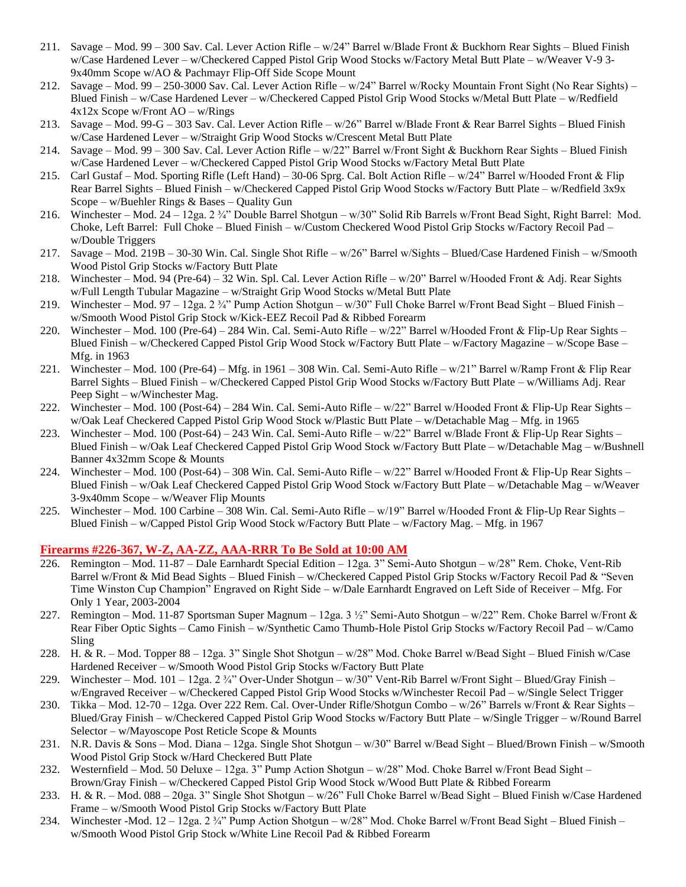211. Savage – Mod. 99 – 300 Sav. Cal. Lever Action Rifle – w/24" Barrel w/Blade Front & Buckhorn Rear Sights – Blued Finish w/Case Hardened Lever – w/Checkered Capped Pistol Grip Wood Stocks w/Factory Metal Butt Plate – w/Weaver V-9 3-9x40mm Scope w/AO & Pachmayr Flip-Off Side Scope Mount
212. Savage – Mod. 99 – 250-3000 Sav. Cal. Lever Action Rifle – w/24" Barrel w/Rocky Mountain Front Sight (No Rear Sights) – Blued Finish – w/Case Hardened Lever – w/Checkered Capped Pistol Grip Wood Stocks w/Metal Butt Plate – w/Redfield 4x12x Scope w/Front AO – w/Rings
213. Savage – Mod. 99-G – 303 Sav. Cal. Lever Action Rifle – w/26" Barrel w/Blade Front & Rear Barrel Sights – Blued Finish w/Case Hardened Lever – w/Straight Grip Wood Stocks w/Crescent Metal Butt Plate
214. Savage – Mod. 99 – 300 Sav. Cal. Lever Action Rifle – w/22" Barrel w/Front Sight & Buckhorn Rear Sights – Blued Finish w/Case Hardened Lever – w/Checkered Capped Pistol Grip Wood Stocks w/Factory Metal Butt Plate
215. Carl Gustaf – Mod. Sporting Rifle (Left Hand) – 30-06 Sprg. Cal. Bolt Action Rifle – w/24" Barrel w/Hooded Front & Flip Rear Barrel Sights – Blued Finish – w/Checkered Capped Pistol Grip Wood Stocks w/Factory Butt Plate – w/Redfield 3x9x Scope – w/Buehler Rings & Bases – Quality Gun
216. Winchester – Mod. 24 – 12ga. 2 ¾" Double Barrel Shotgun – w/30" Solid Rib Barrels w/Front Bead Sight, Right Barrel: Mod. Choke, Left Barrel: Full Choke – Blued Finish – w/Custom Checkered Wood Pistol Grip Stocks w/Factory Recoil Pad – w/Double Triggers
217. Savage – Mod. 219B – 30-30 Win. Cal. Single Shot Rifle – w/26" Barrel w/Sights – Blued/Case Hardened Finish – w/Smooth Wood Pistol Grip Stocks w/Factory Butt Plate
218. Winchester – Mod. 94 (Pre-64) – 32 Win. Spl. Cal. Lever Action Rifle – w/20" Barrel w/Hooded Front & Adj. Rear Sights w/Full Length Tubular Magazine – w/Straight Grip Wood Stocks w/Metal Butt Plate
219. Winchester – Mod. 97 – 12ga. 2 ¾" Pump Action Shotgun – w/30" Full Choke Barrel w/Front Bead Sight – Blued Finish – w/Smooth Wood Pistol Grip Stock w/Kick-EEZ Recoil Pad & Ribbed Forearm
220. Winchester – Mod. 100 (Pre-64) – 284 Win. Cal. Semi-Auto Rifle – w/22" Barrel w/Hooded Front & Flip-Up Rear Sights – Blued Finish – w/Checkered Capped Pistol Grip Wood Stock w/Factory Butt Plate – w/Factory Magazine – w/Scope Base – Mfg. in 1963
221. Winchester – Mod. 100 (Pre-64) – Mfg. in 1961 – 308 Win. Cal. Semi-Auto Rifle – w/21" Barrel w/Ramp Front & Flip Rear Barrel Sights – Blued Finish – w/Checkered Capped Pistol Grip Wood Stocks w/Factory Butt Plate – w/Williams Adj. Rear Peep Sight – w/Winchester Mag.
222. Winchester – Mod. 100 (Post-64) – 284 Win. Cal. Semi-Auto Rifle – w/22" Barrel w/Hooded Front & Flip-Up Rear Sights – w/Oak Leaf Checkered Capped Pistol Grip Wood Stock w/Plastic Butt Plate – w/Detachable Mag – Mfg. in 1965
223. Winchester – Mod. 100 (Post-64) – 243 Win. Cal. Semi-Auto Rifle – w/22" Barrel w/Blade Front & Flip-Up Rear Sights – Blued Finish – w/Oak Leaf Checkered Capped Pistol Grip Wood Stock w/Factory Butt Plate – w/Detachable Mag – w/Bushnell Banner 4x32mm Scope & Mounts
224. Winchester – Mod. 100 (Post-64) – 308 Win. Cal. Semi-Auto Rifle – w/22" Barrel w/Hooded Front & Flip-Up Rear Sights – Blued Finish – w/Oak Leaf Checkered Capped Pistol Grip Wood Stock w/Factory Butt Plate – w/Detachable Mag – w/Weaver 3-9x40mm Scope – w/Weaver Flip Mounts
225. Winchester – Mod. 100 Carbine – 308 Win. Cal. Semi-Auto Rifle – w/19" Barrel w/Hooded Front & Flip-Up Rear Sights – Blued Finish – w/Capped Pistol Grip Wood Stock w/Factory Butt Plate – w/Factory Mag. – Mfg. in 1967

## Firearms #226-367, W-Z, AA-ZZ, AAA-RRR To Be Sold at 10:00 AM

226. Remington – Mod. 11-87 – Dale Earnhardt Special Edition – 12ga. 3" Semi-Auto Shotgun – w/28" Rem. Choke, Vent-Rib Barrel w/Front & Mid Bead Sights – Blued Finish – w/Checkered Capped Pistol Grip Stocks w/Factory Recoil Pad & "Seven Time Winston Cup Champion" Engraved on Right Side – w/Dale Earnhardt Engraved on Left Side of Receiver – Mfg. For Only 1 Year, 2003-2004
227. Remington – Mod. 11-87 Sportsman Super Magnum – 12ga. 3 ½" Semi-Auto Shotgun – w/22" Rem. Choke Barrel w/Front & Rear Fiber Optic Sights – Camo Finish – w/Synthetic Camo Thumb-Hole Pistol Grip Stocks w/Factory Recoil Pad – w/Camo Sling
228. H. & R. – Mod. Topper 88 – 12ga. 3" Single Shot Shotgun – w/28" Mod. Choke Barrel w/Bead Sight – Blued Finish w/Case Hardened Receiver – w/Smooth Wood Pistol Grip Stocks w/Factory Butt Plate
229. Winchester – Mod. 101 – 12ga. 2 ¾" Over-Under Shotgun – w/30" Vent-Rib Barrel w/Front Sight – Blued/Gray Finish – w/Engraved Receiver – w/Checkered Capped Pistol Grip Wood Stocks w/Winchester Recoil Pad – w/Single Select Trigger
230. Tikka – Mod. 12-70 – 12ga. Over 222 Rem. Cal. Over-Under Rifle/Shotgun Combo – w/26" Barrels w/Front & Rear Sights – Blued/Gray Finish – w/Checkered Capped Pistol Grip Wood Stocks w/Factory Butt Plate – w/Single Trigger – w/Round Barrel Selector – w/Mayoscope Post Reticle Scope & Mounts
231. N.R. Davis & Sons – Mod. Diana – 12ga. Single Shot Shotgun – w/30" Barrel w/Bead Sight – Blued/Brown Finish – w/Smooth Wood Pistol Grip Stock w/Hard Checkered Butt Plate
232. Westernfield – Mod. 50 Deluxe – 12ga. 3" Pump Action Shotgun – w/28" Mod. Choke Barrel w/Front Bead Sight – Brown/Gray Finish – w/Checkered Capped Pistol Grip Wood Stock w/Wood Butt Plate & Ribbed Forearm
233. H. & R. – Mod. 088 – 20ga. 3" Single Shot Shotgun – w/26" Full Choke Barrel w/Bead Sight – Blued Finish w/Case Hardened Frame – w/Smooth Wood Pistol Grip Stocks w/Factory Butt Plate
234. Winchester -Mod. 12 – 12ga. 2 ¾" Pump Action Shotgun – w/28" Mod. Choke Barrel w/Front Bead Sight – Blued Finish – w/Smooth Wood Pistol Grip Stock w/White Line Recoil Pad & Ribbed Forearm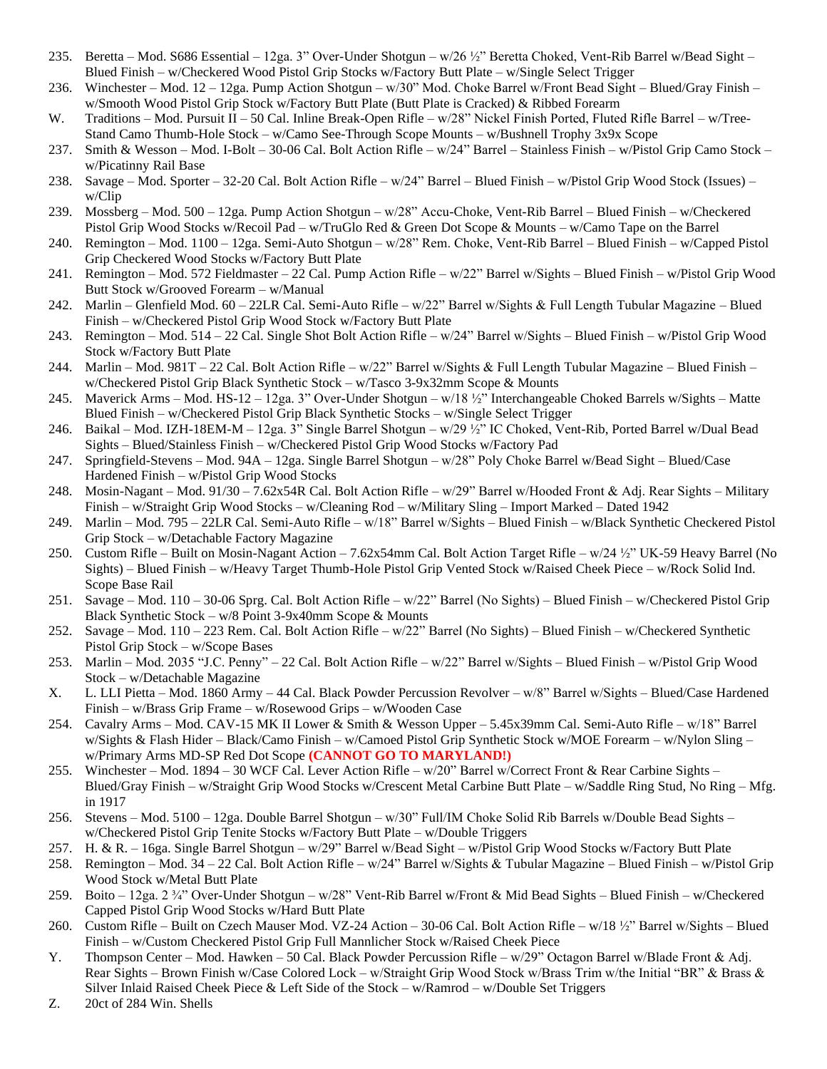235. Beretta – Mod. S686 Essential – 12ga. 3" Over-Under Shotgun – w/26 ½" Beretta Choked, Vent-Rib Barrel w/Bead Sight – Blued Finish – w/Checkered Wood Pistol Grip Stocks w/Factory Butt Plate – w/Single Select Trigger
236. Winchester – Mod. 12 – 12ga. Pump Action Shotgun – w/30" Mod. Choke Barrel w/Front Bead Sight – Blued/Gray Finish – w/Smooth Wood Pistol Grip Stock w/Factory Butt Plate (Butt Plate is Cracked) & Ribbed Forearm
W. Traditions – Mod. Pursuit II – 50 Cal. Inline Break-Open Rifle – w/28" Nickel Finish Ported, Fluted Rifle Barrel – w/Tree-Stand Camo Thumb-Hole Stock – w/Camo See-Through Scope Mounts – w/Bushnell Trophy 3x9x Scope
237. Smith & Wesson – Mod. I-Bolt – 30-06 Cal. Bolt Action Rifle – w/24" Barrel – Stainless Finish – w/Pistol Grip Camo Stock – w/Picatinny Rail Base
238. Savage – Mod. Sporter – 32-20 Cal. Bolt Action Rifle – w/24" Barrel – Blued Finish – w/Pistol Grip Wood Stock (Issues) – w/Clip
239. Mossberg – Mod. 500 – 12ga. Pump Action Shotgun – w/28" Accu-Choke, Vent-Rib Barrel – Blued Finish – w/Checkered Pistol Grip Wood Stocks w/Recoil Pad – w/TruGlo Red & Green Dot Scope & Mounts – w/Camo Tape on the Barrel
240. Remington – Mod. 1100 – 12ga. Semi-Auto Shotgun – w/28" Rem. Choke, Vent-Rib Barrel – Blued Finish – w/Capped Pistol Grip Checkered Wood Stocks w/Factory Butt Plate
241. Remington – Mod. 572 Fieldmaster – 22 Cal. Pump Action Rifle – w/22" Barrel w/Sights – Blued Finish – w/Pistol Grip Wood Butt Stock w/Grooved Forearm – w/Manual
242. Marlin – Glenfield Mod. 60 – 22LR Cal. Semi-Auto Rifle – w/22" Barrel w/Sights & Full Length Tubular Magazine – Blued Finish – w/Checkered Pistol Grip Wood Stock w/Factory Butt Plate
243. Remington – Mod. 514 – 22 Cal. Single Shot Bolt Action Rifle – w/24" Barrel w/Sights – Blued Finish – w/Pistol Grip Wood Stock w/Factory Butt Plate
244. Marlin – Mod. 981T – 22 Cal. Bolt Action Rifle – w/22" Barrel w/Sights & Full Length Tubular Magazine – Blued Finish – w/Checkered Pistol Grip Black Synthetic Stock – w/Tasco 3-9x32mm Scope & Mounts
245. Maverick Arms – Mod. HS-12 – 12ga. 3" Over-Under Shotgun – w/18 ½" Interchangeable Choked Barrels w/Sights – Matte Blued Finish – w/Checkered Pistol Grip Black Synthetic Stocks – w/Single Select Trigger
246. Baikal – Mod. IZH-18EM-M – 12ga. 3" Single Barrel Shotgun – w/29 ½" IC Choked, Vent-Rib, Ported Barrel w/Dual Bead Sights – Blued/Stainless Finish – w/Checkered Pistol Grip Wood Stocks w/Factory Pad
247. Springfield-Stevens – Mod. 94A – 12ga. Single Barrel Shotgun – w/28" Poly Choke Barrel w/Bead Sight – Blued/Case Hardened Finish – w/Pistol Grip Wood Stocks
248. Mosin-Nagant – Mod. 91/30 – 7.62x54R Cal. Bolt Action Rifle – w/29" Barrel w/Hooded Front & Adj. Rear Sights – Military Finish – w/Straight Grip Wood Stocks – w/Cleaning Rod – w/Military Sling – Import Marked – Dated 1942
249. Marlin – Mod. 795 – 22LR Cal. Semi-Auto Rifle – w/18" Barrel w/Sights – Blued Finish – w/Black Synthetic Checkered Pistol Grip Stock – w/Detachable Factory Magazine
250. Custom Rifle – Built on Mosin-Nagant Action – 7.62x54mm Cal. Bolt Action Target Rifle – w/24 ½" UK-59 Heavy Barrel (No Sights) – Blued Finish – w/Heavy Target Thumb-Hole Pistol Grip Vented Stock w/Raised Cheek Piece – w/Rock Solid Ind. Scope Base Rail
251. Savage – Mod. 110 – 30-06 Sprg. Cal. Bolt Action Rifle – w/22" Barrel (No Sights) – Blued Finish – w/Checkered Pistol Grip Black Synthetic Stock – w/8 Point 3-9x40mm Scope & Mounts
252. Savage – Mod. 110 – 223 Rem. Cal. Bolt Action Rifle – w/22" Barrel (No Sights) – Blued Finish – w/Checkered Synthetic Pistol Grip Stock – w/Scope Bases
253. Marlin – Mod. 2035 "J.C. Penny" – 22 Cal. Bolt Action Rifle – w/22" Barrel w/Sights – Blued Finish – w/Pistol Grip Wood Stock – w/Detachable Magazine
X. L. LLI Pietta – Mod. 1860 Army – 44 Cal. Black Powder Percussion Revolver – w/8" Barrel w/Sights – Blued/Case Hardened Finish – w/Brass Grip Frame – w/Rosewood Grips – w/Wooden Case
254. Cavalry Arms – Mod. CAV-15 MK II Lower & Smith & Wesson Upper – 5.45x39mm Cal. Semi-Auto Rifle – w/18" Barrel w/Sights & Flash Hider – Black/Camo Finish – w/Camoed Pistol Grip Synthetic Stock w/MOE Forearm – w/Nylon Sling – w/Primary Arms MD-SP Red Dot Scope **(CANNOT GO TO MARYLAND!)**
255. Winchester – Mod. 1894 – 30 WCF Cal. Lever Action Rifle – w/20" Barrel w/Correct Front & Rear Carbine Sights – Blued/Gray Finish – w/Straight Grip Wood Stocks w/Crescent Metal Carbine Butt Plate – w/Saddle Ring Stud, No Ring – Mfg. in 1917
256. Stevens – Mod. 5100 – 12ga. Double Barrel Shotgun – w/30" Full/IM Choke Solid Rib Barrels w/Double Bead Sights – w/Checkered Pistol Grip Tenite Stocks w/Factory Butt Plate – w/Double Triggers
257. H. & R. – 16ga. Single Barrel Shotgun – w/29" Barrel w/Bead Sight – w/Pistol Grip Wood Stocks w/Factory Butt Plate
258. Remington – Mod. 34 – 22 Cal. Bolt Action Rifle – w/24" Barrel w/Sights & Tubular Magazine – Blued Finish – w/Pistol Grip Wood Stock w/Metal Butt Plate
259. Boito – 12ga. 2 ¾" Over-Under Shotgun – w/28" Vent-Rib Barrel w/Front & Mid Bead Sights – Blued Finish – w/Checkered Capped Pistol Grip Wood Stocks w/Hard Butt Plate
260. Custom Rifle – Built on Czech Mauser Mod. VZ-24 Action – 30-06 Cal. Bolt Action Rifle – w/18 ½" Barrel w/Sights – Blued Finish – w/Custom Checkered Pistol Grip Full Mannlicher Stock w/Raised Cheek Piece
Y. Thompson Center – Mod. Hawken – 50 Cal. Black Powder Percussion Rifle – w/29" Octagon Barrel w/Blade Front & Adj. Rear Sights – Brown Finish w/Case Colored Lock – w/Straight Grip Wood Stock w/Brass Trim w/the Initial "BR" & Brass & Silver Inlaid Raised Cheek Piece & Left Side of the Stock – w/Ramrod – w/Double Set Triggers
Z. 20ct of 284 Win. Shells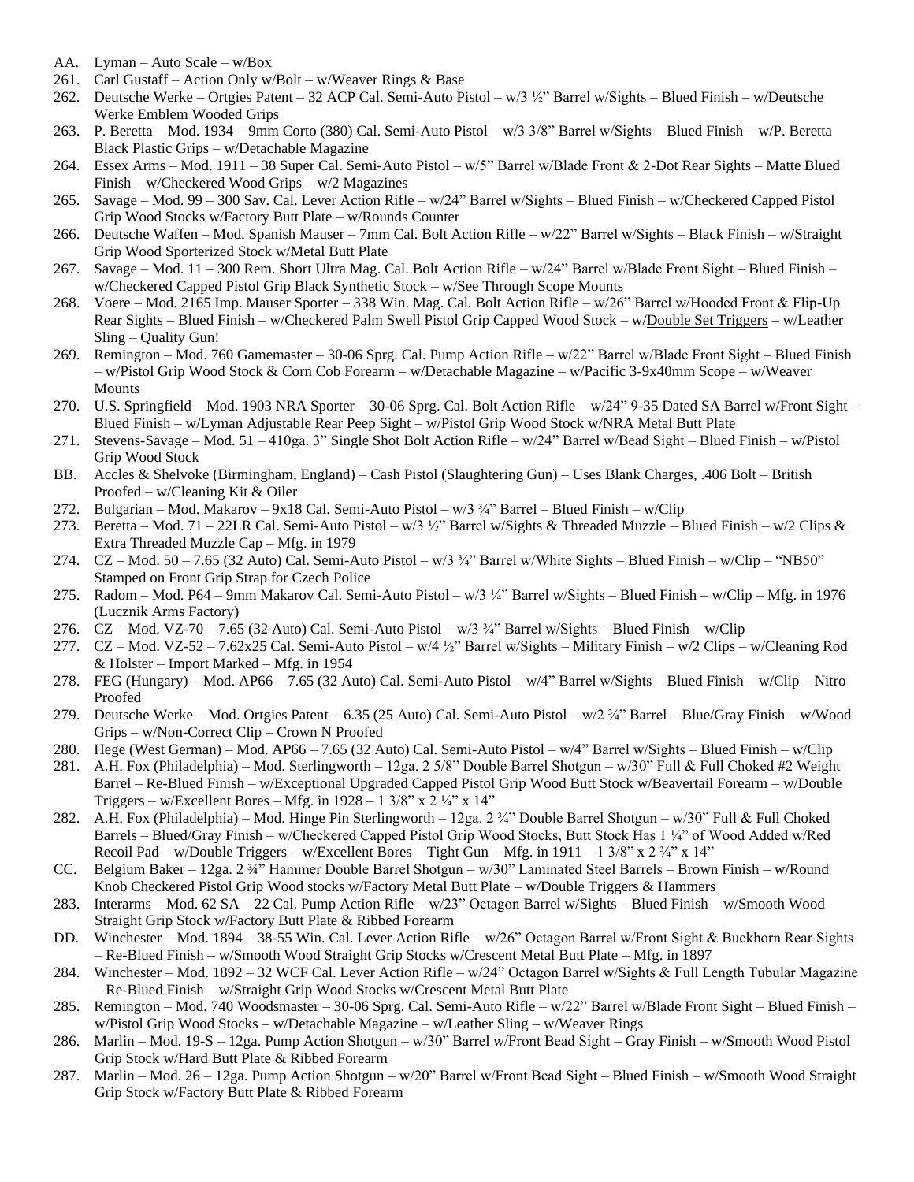AA. Lyman – Auto Scale – w/Box

261. Carl Gustaff – Action Only w/Bolt – w/Weaver Rings & Base

262. Deutsche Werke – Ortgies Patent – 32 ACP Cal. Semi-Auto Pistol – w/3 ½" Barrel w/Sights – Blued Finish – w/Deutsche Werke Emblem Wooded Grips

263. P. Beretta – Mod. 1934 – 9mm Corto (380) Cal. Semi-Auto Pistol – w/3 3/8" Barrel w/Sights – Blued Finish – w/P. Beretta Black Plastic Grips – w/Detachable Magazine

264. Essex Arms – Mod. 1911 – 38 Super Cal. Semi-Auto Pistol – w/5" Barrel w/Blade Front & 2-Dot Rear Sights – Matte Blued Finish – w/Checkered Wood Grips – w/2 Magazines

265. Savage – Mod. 99 – 300 Sav. Cal. Lever Action Rifle – w/24" Barrel w/Sights – Blued Finish – w/Checkered Capped Pistol Grip Wood Stocks w/Factory Butt Plate – w/Rounds Counter

266. Deutsche Waffen – Mod. Spanish Mauser – 7mm Cal. Bolt Action Rifle – w/22" Barrel w/Sights – Black Finish – w/Straight Grip Wood Sporterized Stock w/Metal Butt Plate

267. Savage – Mod. 11 – 300 Rem. Short Ultra Mag. Cal. Bolt Action Rifle – w/24" Barrel w/Blade Front Sight – Blued Finish – w/Checkered Capped Pistol Grip Black Synthetic Stock – w/See Through Scope Mounts

268. Voere – Mod. 2165 Imp. Mauser Sporter – 338 Win. Mag. Cal. Bolt Action Rifle – w/26" Barrel w/Hooded Front & Flip-Up Rear Sights – Blued Finish – w/Checkered Palm Swell Pistol Grip Capped Wood Stock – w/Double Set Triggers – w/Leather Sling – Quality Gun!

269. Remington – Mod. 760 Gamemaster – 30-06 Sprg. Cal. Pump Action Rifle – w/22" Barrel w/Blade Front Sight – Blued Finish – w/Pistol Grip Wood Stock & Corn Cob Forearm – w/Detachable Magazine – w/Pacific 3-9x40mm Scope – w/Weaver Mounts

270. U.S. Springfield – Mod. 1903 NRA Sporter – 30-06 Sprg. Cal. Bolt Action Rifle – w/24" 9-35 Dated SA Barrel w/Front Sight – Blued Finish – w/Lyman Adjustable Rear Peep Sight – w/Pistol Grip Wood Stock w/NRA Metal Butt Plate

271. Stevens-Savage – Mod. 51 – 410ga. 3" Single Shot Bolt Action Rifle – w/24" Barrel w/Bead Sight – Blued Finish – w/Pistol Grip Wood Stock

BB. Accles & Shelvoke (Birmingham, England) – Cash Pistol (Slaughtering Gun) – Uses Blank Charges, .406 Bolt – British Proofed – w/Cleaning Kit & Oiler

272. Bulgarian – Mod. Makarov – 9x18 Cal. Semi-Auto Pistol – w/3 ¾" Barrel – Blued Finish – w/Clip

273. Beretta – Mod. 71 – 22LR Cal. Semi-Auto Pistol – w/3 ½" Barrel w/Sights & Threaded Muzzle – Blued Finish – w/2 Clips & Extra Threaded Muzzle Cap – Mfg. in 1979

274. CZ – Mod. 50 – 7.65 (32 Auto) Cal. Semi-Auto Pistol – w/3 ¾" Barrel w/White Sights – Blued Finish – w/Clip – "NB50" Stamped on Front Grip Strap for Czech Police

275. Radom – Mod. P64 – 9mm Makarov Cal. Semi-Auto Pistol – w/3 ¼" Barrel w/Sights – Blued Finish – w/Clip – Mfg. in 1976 (Lucznik Arms Factory)

276. CZ – Mod. VZ-70 – 7.65 (32 Auto) Cal. Semi-Auto Pistol – w/3 ¾" Barrel w/Sights – Blued Finish – w/Clip

277. CZ – Mod. VZ-52 – 7.62x25 Cal. Semi-Auto Pistol – w/4 ½" Barrel w/Sights – Military Finish – w/2 Clips – w/Cleaning Rod & Holster – Import Marked – Mfg. in 1954

278. FEG (Hungary) – Mod. AP66 – 7.65 (32 Auto) Cal. Semi-Auto Pistol – w/4" Barrel w/Sights – Blued Finish – w/Clip – Nitro Proofed

279. Deutsche Werke – Mod. Ortgies Patent – 6.35 (25 Auto) Cal. Semi-Auto Pistol – w/2 ¾" Barrel – Blue/Gray Finish – w/Wood Grips – w/Non-Correct Clip – Crown N Proofed

280. Hege (West German) – Mod. AP66 – 7.65 (32 Auto) Cal. Semi-Auto Pistol – w/4" Barrel w/Sights – Blued Finish – w/Clip

281. A.H. Fox (Philadelphia) – Mod. Sterlingworth – 12ga. 2 5/8" Double Barrel Shotgun – w/30" Full & Full Choked #2 Weight Barrel – Re-Blued Finish – w/Exceptional Upgraded Capped Pistol Grip Wood Butt Stock w/Beavertail Forearm – w/Double Triggers – w/Excellent Bores – Mfg. in 1928 – 1 3/8" x 2 ¼" x 14"

282. A.H. Fox (Philadelphia) – Mod. Hinge Pin Sterlingworth – 12ga. 2 ¾" Double Barrel Shotgun – w/30" Full & Full Choked Barrels – Blued/Gray Finish – w/Checkered Capped Pistol Grip Wood Stocks, Butt Stock Has 1 ¼" of Wood Added w/Red Recoil Pad – w/Double Triggers – w/Excellent Bores – Tight Gun – Mfg. in 1911 – 1 3/8" x 2 ¾" x 14"

CC. Belgium Baker – 12ga. 2 ¾" Hammer Double Barrel Shotgun – w/30" Laminated Steel Barrels – Brown Finish – w/Round Knob Checkered Pistol Grip Wood stocks w/Factory Metal Butt Plate – w/Double Triggers & Hammers

283. Interarms – Mod. 62 SA – 22 Cal. Pump Action Rifle – w/23" Octagon Barrel w/Sights – Blued Finish – w/Smooth Wood Straight Grip Stock w/Factory Butt Plate & Ribbed Forearm

DD. Winchester – Mod. 1894 – 38-55 Win. Cal. Lever Action Rifle – w/26" Octagon Barrel w/Front Sight & Buckhorn Rear Sights – Re-Blued Finish – w/Smooth Wood Straight Grip Stocks w/Crescent Metal Butt Plate – Mfg. in 1897

284. Winchester – Mod. 1892 – 32 WCF Cal. Lever Action Rifle – w/24" Octagon Barrel w/Sights & Full Length Tubular Magazine – Re-Blued Finish – w/Straight Grip Wood Stocks w/Crescent Metal Butt Plate

285. Remington – Mod. 740 Woodsmaster – 30-06 Sprg. Cal. Semi-Auto Rifle – w/22" Barrel w/Blade Front Sight – Blued Finish – w/Pistol Grip Wood Stocks – w/Detachable Magazine – w/Leather Sling – w/Weaver Rings

286. Marlin – Mod. 19-S – 12ga. Pump Action Shotgun – w/30" Barrel w/Front Bead Sight – Gray Finish – w/Smooth Wood Pistol Grip Stock w/Hard Butt Plate & Ribbed Forearm

287. Marlin – Mod. 26 – 12ga. Pump Action Shotgun – w/20" Barrel w/Front Bead Sight – Blued Finish – w/Smooth Wood Straight Grip Stock w/Factory Butt Plate & Ribbed Forearm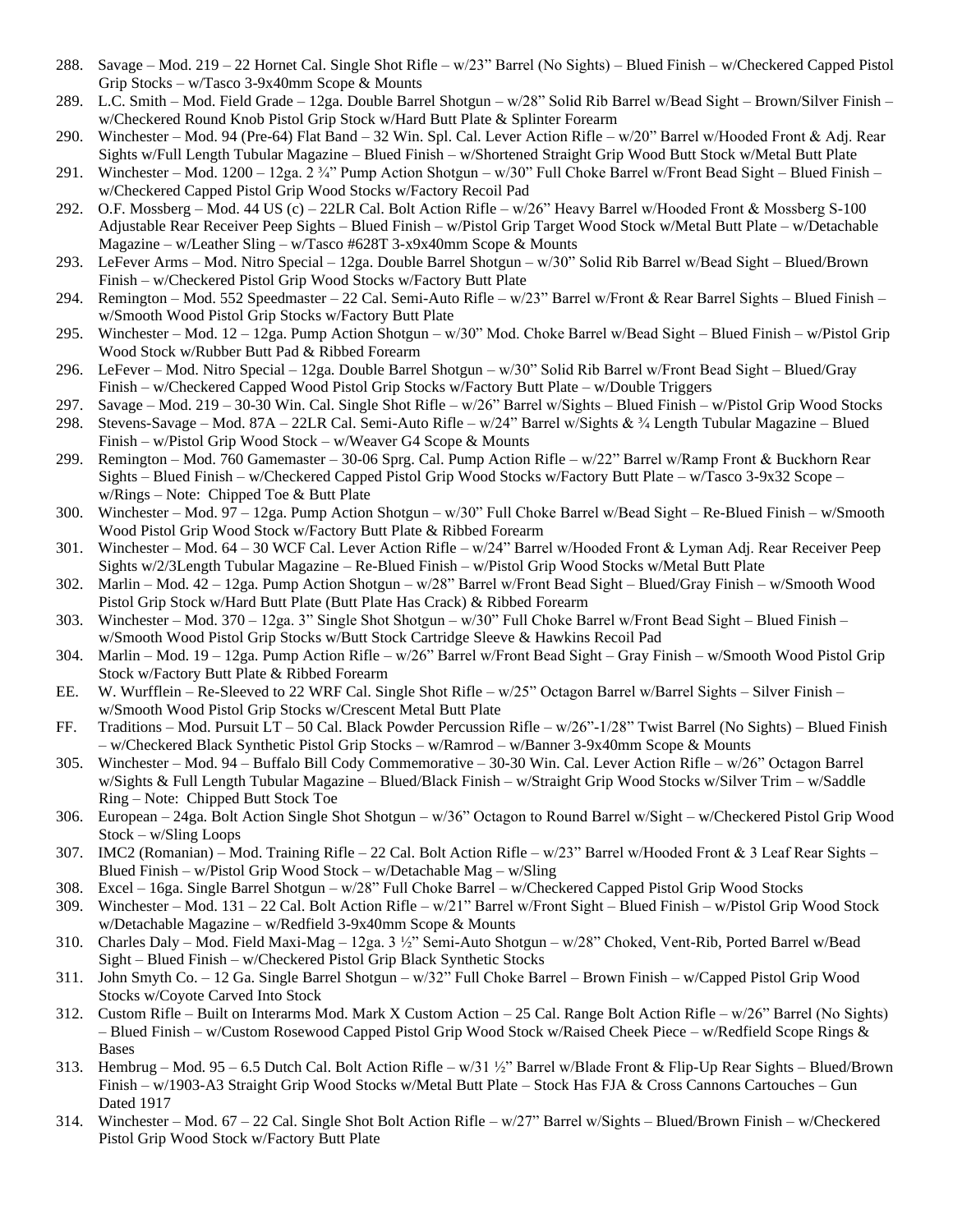288. Savage – Mod. 219 – 22 Hornet Cal. Single Shot Rifle – w/23" Barrel (No Sights) – Blued Finish – w/Checkered Capped Pistol Grip Stocks – w/Tasco 3-9x40mm Scope & Mounts
289. L.C. Smith – Mod. Field Grade – 12ga. Double Barrel Shotgun – w/28" Solid Rib Barrel w/Bead Sight – Brown/Silver Finish – w/Checkered Round Knob Pistol Grip Stock w/Hard Butt Plate & Splinter Forearm
290. Winchester – Mod. 94 (Pre-64) Flat Band – 32 Win. Spl. Cal. Lever Action Rifle – w/20" Barrel w/Hooded Front & Adj. Rear Sights w/Full Length Tubular Magazine – Blued Finish – w/Shortened Straight Grip Wood Butt Stock w/Metal Butt Plate
291. Winchester – Mod. 1200 – 12ga. 2 ¾" Pump Action Shotgun – w/30" Full Choke Barrel w/Front Bead Sight – Blued Finish – w/Checkered Capped Pistol Grip Wood Stocks w/Factory Recoil Pad
292. O.F. Mossberg – Mod. 44 US (c) – 22LR Cal. Bolt Action Rifle – w/26" Heavy Barrel w/Hooded Front & Mossberg S-100 Adjustable Rear Receiver Peep Sights – Blued Finish – w/Pistol Grip Target Wood Stock w/Metal Butt Plate – w/Detachable Magazine – w/Leather Sling – w/Tasco #628T 3-x9x40mm Scope & Mounts
293. LeFever Arms – Mod. Nitro Special – 12ga. Double Barrel Shotgun – w/30" Solid Rib Barrel w/Bead Sight – Blued/Brown Finish – w/Checkered Pistol Grip Wood Stocks w/Factory Butt Plate
294. Remington – Mod. 552 Speedmaster – 22 Cal. Semi-Auto Rifle – w/23" Barrel w/Front & Rear Barrel Sights – Blued Finish – w/Smooth Wood Pistol Grip Stocks w/Factory Butt Plate
295. Winchester – Mod. 12 – 12ga. Pump Action Shotgun – w/30" Mod. Choke Barrel w/Bead Sight – Blued Finish – w/Pistol Grip Wood Stock w/Rubber Butt Pad & Ribbed Forearm
296. LeFever – Mod. Nitro Special – 12ga. Double Barrel Shotgun – w/30" Solid Rib Barrel w/Front Bead Sight – Blued/Gray Finish – w/Checkered Capped Wood Pistol Grip Stocks w/Factory Butt Plate – w/Double Triggers
297. Savage – Mod. 219 – 30-30 Win. Cal. Single Shot Rifle – w/26" Barrel w/Sights – Blued Finish – w/Pistol Grip Wood Stocks
298. Stevens-Savage – Mod. 87A – 22LR Cal. Semi-Auto Rifle – w/24" Barrel w/Sights & ¾ Length Tubular Magazine – Blued Finish – w/Pistol Grip Wood Stock – w/Weaver G4 Scope & Mounts
299. Remington – Mod. 760 Gamemaster – 30-06 Sprg. Cal. Pump Action Rifle – w/22" Barrel w/Ramp Front & Buckhorn Rear Sights – Blued Finish – w/Checkered Capped Pistol Grip Wood Stocks w/Factory Butt Plate – w/Tasco 3-9x32 Scope – w/Rings – Note: Chipped Toe & Butt Plate
300. Winchester – Mod. 97 – 12ga. Pump Action Shotgun – w/30" Full Choke Barrel w/Bead Sight – Re-Blued Finish – w/Smooth Wood Pistol Grip Wood Stock w/Factory Butt Plate & Ribbed Forearm
301. Winchester – Mod. 64 – 30 WCF Cal. Lever Action Rifle – w/24" Barrel w/Hooded Front & Lyman Adj. Rear Receiver Peep Sights w/2/3Length Tubular Magazine – Re-Blued Finish – w/Pistol Grip Wood Stocks w/Metal Butt Plate
302. Marlin – Mod. 42 – 12ga. Pump Action Shotgun – w/28" Barrel w/Front Bead Sight – Blued/Gray Finish – w/Smooth Wood Pistol Grip Stock w/Hard Butt Plate (Butt Plate Has Crack) & Ribbed Forearm
303. Winchester – Mod. 370 – 12ga. 3" Single Shot Shotgun – w/30" Full Choke Barrel w/Front Bead Sight – Blued Finish – w/Smooth Wood Pistol Grip Stocks w/Butt Stock Cartridge Sleeve & Hawkins Recoil Pad
304. Marlin – Mod. 19 – 12ga. Pump Action Rifle – w/26" Barrel w/Front Bead Sight – Gray Finish – w/Smooth Wood Pistol Grip Stock w/Factory Butt Plate & Ribbed Forearm

EE. W. Wurfflein – Re-Sleeved to 22 WRF Cal. Single Shot Rifle – w/25" Octagon Barrel w/Barrel Sights – Silver Finish – w/Smooth Wood Pistol Grip Stocks w/Crescent Metal Butt Plate

FF. Traditions – Mod. Pursuit LT – 50 Cal. Black Powder Percussion Rifle – w/26"-1/28" Twist Barrel (No Sights) – Blued Finish – w/Checkered Black Synthetic Pistol Grip Stocks – w/Ramrod – w/Banner 3-9x40mm Scope & Mounts

305. Winchester – Mod. 94 – Buffalo Bill Cody Commemorative – 30-30 Win. Cal. Lever Action Rifle – w/26" Octagon Barrel w/Sights & Full Length Tubular Magazine – Blued/Black Finish – w/Straight Grip Wood Stocks w/Silver Trim – w/Saddle Ring – Note: Chipped Butt Stock Toe
306. European – 24ga. Bolt Action Single Shot Shotgun – w/36" Octagon to Round Barrel w/Sight – w/Checkered Pistol Grip Wood Stock – w/Sling Loops
307. IMC2 (Romanian) – Mod. Training Rifle – 22 Cal. Bolt Action Rifle – w/23" Barrel w/Hooded Front & 3 Leaf Rear Sights – Blued Finish – w/Pistol Grip Wood Stock – w/Detachable Mag – w/Sling
308. Excel – 16ga. Single Barrel Shotgun – w/28" Full Choke Barrel – w/Checkered Capped Pistol Grip Wood Stocks
309. Winchester – Mod. 131 – 22 Cal. Bolt Action Rifle – w/21" Barrel w/Front Sight – Blued Finish – w/Pistol Grip Wood Stock w/Detachable Magazine – w/Redfield 3-9x40mm Scope & Mounts
310. Charles Daly – Mod. Field Maxi-Mag – 12ga. 3 ½" Semi-Auto Shotgun – w/28" Choked, Vent-Rib, Ported Barrel w/Bead Sight – Blued Finish – w/Checkered Pistol Grip Black Synthetic Stocks
311. John Smyth Co. – 12 Ga. Single Barrel Shotgun – w/32" Full Choke Barrel – Brown Finish – w/Capped Pistol Grip Wood Stocks w/Coyote Carved Into Stock
312. Custom Rifle – Built on Interarms Mod. Mark X Custom Action – 25 Cal. Range Bolt Action Rifle – w/26" Barrel (No Sights) – Blued Finish – w/Custom Rosewood Capped Pistol Grip Wood Stock w/Raised Cheek Piece – w/Redfield Scope Rings & Bases
313. Hembrug – Mod. 95 – 6.5 Dutch Cal. Bolt Action Rifle – w/31 ½" Barrel w/Blade Front & Flip-Up Rear Sights – Blued/Brown Finish – w/1903-A3 Straight Grip Wood Stocks w/Metal Butt Plate – Stock Has FJA & Cross Cannons Cartouches – Gun Dated 1917
314. Winchester – Mod. 67 – 22 Cal. Single Shot Bolt Action Rifle – w/27" Barrel w/Sights – Blued/Brown Finish – w/Checkered Pistol Grip Wood Stock w/Factory Butt Plate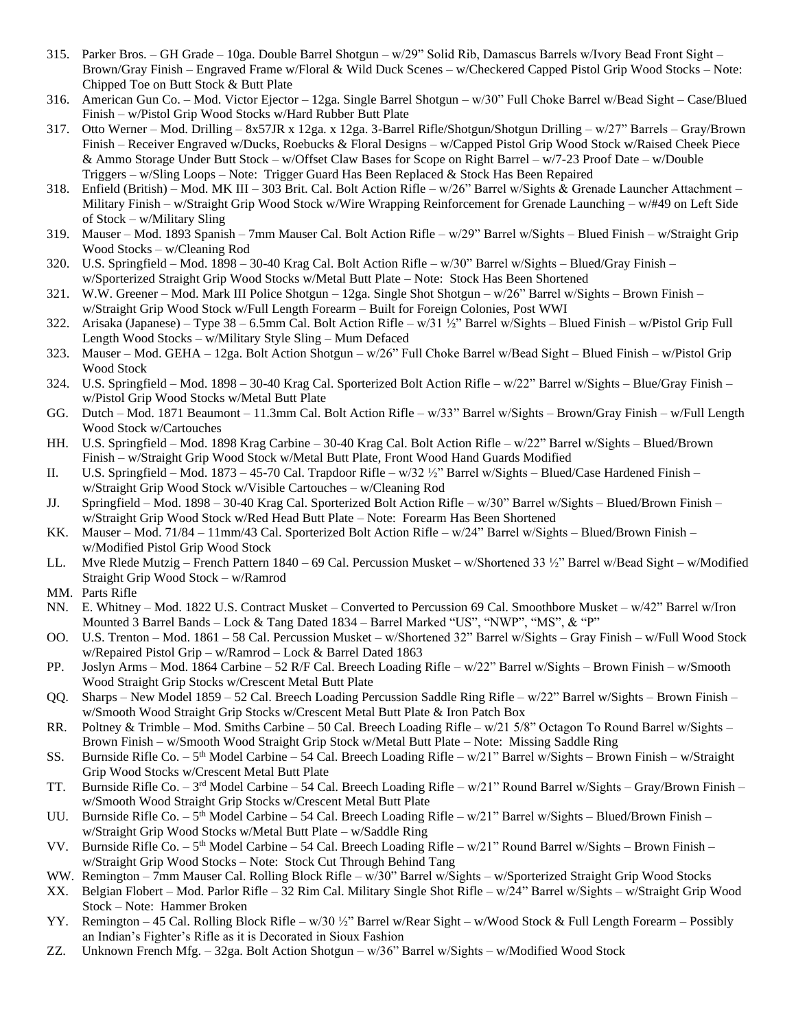315. Parker Bros. – GH Grade – 10ga. Double Barrel Shotgun – w/29" Solid Rib, Damascus Barrels w/Ivory Bead Front Sight – Brown/Gray Finish – Engraved Frame w/Floral & Wild Duck Scenes – w/Checkered Capped Pistol Grip Wood Stocks – Note: Chipped Toe on Butt Stock & Butt Plate
316. American Gun Co. – Mod. Victor Ejector – 12ga. Single Barrel Shotgun – w/30" Full Choke Barrel w/Bead Sight – Case/Blued Finish – w/Pistol Grip Wood Stocks w/Hard Rubber Butt Plate
317. Otto Werner – Mod. Drilling – 8x57JR x 12ga. x 12ga. 3-Barrel Rifle/Shotgun/Shotgun Drilling – w/27" Barrels – Gray/Brown Finish – Receiver Engraved w/Ducks, Roebucks & Floral Designs – w/Capped Pistol Grip Wood Stock w/Raised Cheek Piece & Ammo Storage Under Butt Stock – w/Offset Claw Bases for Scope on Right Barrel – w/7-23 Proof Date – w/Double Triggers – w/Sling Loops – Note: Trigger Guard Has Been Replaced & Stock Has Been Repaired
318. Enfield (British) – Mod. MK III – 303 Brit. Cal. Bolt Action Rifle – w/26" Barrel w/Sights & Grenade Launcher Attachment – Military Finish – w/Straight Grip Wood Stock w/Wire Wrapping Reinforcement for Grenade Launching – w/#49 on Left Side of Stock – w/Military Sling
319. Mauser – Mod. 1893 Spanish – 7mm Mauser Cal. Bolt Action Rifle – w/29" Barrel w/Sights – Blued Finish – w/Straight Grip Wood Stocks – w/Cleaning Rod
320. U.S. Springfield – Mod. 1898 – 30-40 Krag Cal. Bolt Action Rifle – w/30" Barrel w/Sights – Blued/Gray Finish – w/Sporterized Straight Grip Wood Stocks w/Metal Butt Plate – Note: Stock Has Been Shortened
321. W.W. Greener – Mod. Mark III Police Shotgun – 12ga. Single Shot Shotgun – w/26" Barrel w/Sights – Brown Finish – w/Straight Grip Wood Stock w/Full Length Forearm – Built for Foreign Colonies, Post WWI
322. Arisaka (Japanese) – Type 38 – 6.5mm Cal. Bolt Action Rifle – w/31 ½" Barrel w/Sights – Blued Finish – w/Pistol Grip Full Length Wood Stocks – w/Military Style Sling – Mum Defaced
323. Mauser – Mod. GEHA – 12ga. Bolt Action Shotgun – w/26" Full Choke Barrel w/Bead Sight – Blued Finish – w/Pistol Grip Wood Stock
324. U.S. Springfield – Mod. 1898 – 30-40 Krag Cal. Sporterized Bolt Action Rifle – w/22" Barrel w/Sights – Blue/Gray Finish – w/Pistol Grip Wood Stocks w/Metal Butt Plate

GG. Dutch – Mod. 1871 Beaumont – 11.3mm Cal. Bolt Action Rifle – w/33" Barrel w/Sights – Brown/Gray Finish – w/Full Length Wood Stock w/Cartouches

HH. U.S. Springfield – Mod. 1898 Krag Carbine – 30-40 Krag Cal. Bolt Action Rifle – w/22" Barrel w/Sights – Blued/Brown Finish – w/Straight Grip Wood Stock w/Metal Butt Plate, Front Wood Hand Guards Modified

II. U.S. Springfield – Mod. 1873 – 45-70 Cal. Trapdoor Rifle – w/32 ½" Barrel w/Sights – Blued/Case Hardened Finish – w/Straight Grip Wood Stock w/Visible Cartouches – w/Cleaning Rod

JJ. Springfield – Mod. 1898 – 30-40 Krag Cal. Sporterized Bolt Action Rifle – w/30" Barrel w/Sights – Blued/Brown Finish – w/Straight Grip Wood Stock w/Red Head Butt Plate – Note: Forearm Has Been Shortened

KK. Mauser – Mod. 71/84 – 11mm/43 Cal. Sporterized Bolt Action Rifle – w/24" Barrel w/Sights – Blued/Brown Finish – w/Modified Pistol Grip Wood Stock

LL. Mve Rlede Mutzig – French Pattern 1840 – 69 Cal. Percussion Musket – w/Shortened 33 ½" Barrel w/Bead Sight – w/Modified Straight Grip Wood Stock – w/Ramrod

MM. Parts Rifle

NN. E. Whitney – Mod. 1822 U.S. Contract Musket – Converted to Percussion 69 Cal. Smoothbore Musket – w/42" Barrel w/Iron Mounted 3 Barrel Bands – Lock & Tang Dated 1834 – Barrel Marked "US", "NWP", "MS", & "P"

OO. U.S. Trenton – Mod. 1861 – 58 Cal. Percussion Musket – w/Shortened 32" Barrel w/Sights – Gray Finish – w/Full Wood Stock w/Repaired Pistol Grip – w/Ramrod – Lock & Barrel Dated 1863

PP. Joslyn Arms – Mod. 1864 Carbine – 52 R/F Cal. Breech Loading Rifle – w/22" Barrel w/Sights – Brown Finish – w/Smooth Wood Straight Grip Stocks w/Crescent Metal Butt Plate

QQ. Sharps – New Model 1859 – 52 Cal. Breech Loading Percussion Saddle Ring Rifle – w/22" Barrel w/Sights – Brown Finish – w/Smooth Wood Straight Grip Stocks w/Crescent Metal Butt Plate & Iron Patch Box

RR. Poltney & Trimble – Mod. Smiths Carbine – 50 Cal. Breech Loading Rifle – w/21 5/8" Octagon To Round Barrel w/Sights – Brown Finish – w/Smooth Wood Straight Grip Stock w/Metal Butt Plate – Note: Missing Saddle Ring

SS. Burnside Rifle Co. – 5th Model Carbine – 54 Cal. Breech Loading Rifle – w/21" Barrel w/Sights – Brown Finish – w/Straight Grip Wood Stocks w/Crescent Metal Butt Plate

TT. Burnside Rifle Co. – 3rd Model Carbine – 54 Cal. Breech Loading Rifle – w/21" Round Barrel w/Sights – Gray/Brown Finish – w/Smooth Wood Straight Grip Stocks w/Crescent Metal Butt Plate

UU. Burnside Rifle Co. – 5th Model Carbine – 54 Cal. Breech Loading Rifle – w/21" Barrel w/Sights – Blued/Brown Finish – w/Straight Grip Wood Stocks w/Metal Butt Plate – w/Saddle Ring

VV. Burnside Rifle Co. – 5th Model Carbine – 54 Cal. Breech Loading Rifle – w/21" Round Barrel w/Sights – Brown Finish – w/Straight Grip Wood Stocks – Note: Stock Cut Through Behind Tang

WW. Remington – 7mm Mauser Cal. Rolling Block Rifle – w/30" Barrel w/Sights – w/Sporterized Straight Grip Wood Stocks

XX. Belgian Flobert – Mod. Parlor Rifle – 32 Rim Cal. Military Single Shot Rifle – w/24" Barrel w/Sights – w/Straight Grip Wood Stock – Note: Hammer Broken

YY. Remington – 45 Cal. Rolling Block Rifle – w/30 ½" Barrel w/Rear Sight – w/Wood Stock & Full Length Forearm – Possibly an Indian's Fighter's Rifle as it is Decorated in Sioux Fashion

ZZ. Unknown French Mfg. – 32ga. Bolt Action Shotgun – w/36" Barrel w/Sights – w/Modified Wood Stock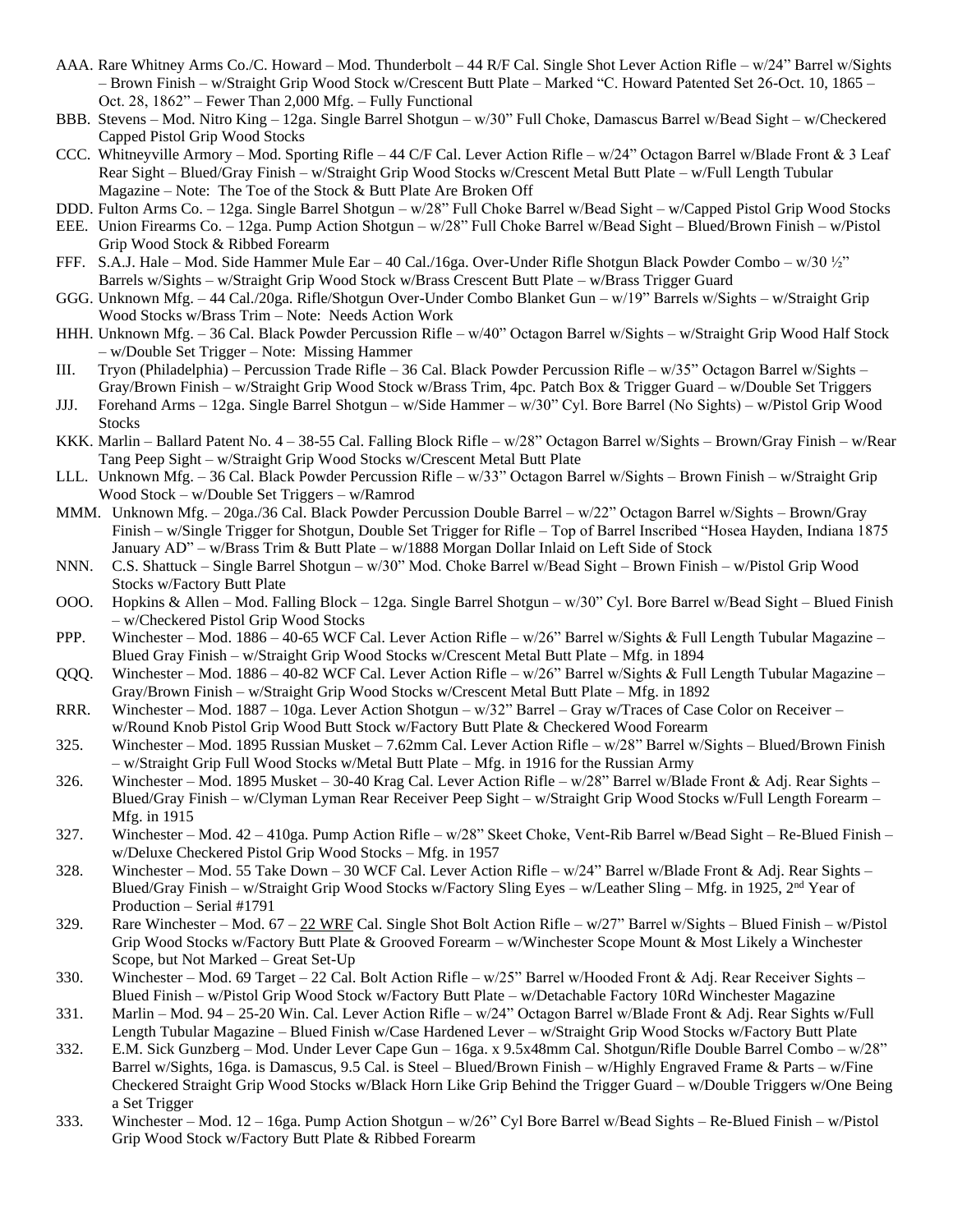AAA. Rare Whitney Arms Co./C. Howard – Mod. Thunderbolt – 44 R/F Cal. Single Shot Lever Action Rifle – w/24" Barrel w/Sights – Brown Finish – w/Straight Grip Wood Stock w/Crescent Butt Plate – Marked "C. Howard Patented Set 26-Oct. 10, 1865 – Oct. 28, 1862" – Fewer Than 2,000 Mfg. – Fully Functional

BBB. Stevens – Mod. Nitro King – 12ga. Single Barrel Shotgun – w/30" Full Choke, Damascus Barrel w/Bead Sight – w/Checkered Capped Pistol Grip Wood Stocks

CCC. Whitneyville Armory – Mod. Sporting Rifle – 44 C/F Cal. Lever Action Rifle – w/24" Octagon Barrel w/Blade Front & 3 Leaf Rear Sight – Blued/Gray Finish – w/Straight Grip Wood Stocks w/Crescent Metal Butt Plate – w/Full Length Tubular Magazine – Note: The Toe of the Stock & Butt Plate Are Broken Off

DDD. Fulton Arms Co. – 12ga. Single Barrel Shotgun – w/28" Full Choke Barrel w/Bead Sight – w/Capped Pistol Grip Wood Stocks

EEE. Union Firearms Co. – 12ga. Pump Action Shotgun – w/28" Full Choke Barrel w/Bead Sight – Blued/Brown Finish – w/Pistol Grip Wood Stock & Ribbed Forearm

FFF. S.A.J. Hale – Mod. Side Hammer Mule Ear – 40 Cal./16ga. Over-Under Rifle Shotgun Black Powder Combo – w/30 ½" Barrels w/Sights – w/Straight Grip Wood Stock w/Brass Crescent Butt Plate – w/Brass Trigger Guard

GGG. Unknown Mfg. – 44 Cal./20ga. Rifle/Shotgun Over-Under Combo Blanket Gun – w/19" Barrels w/Sights – w/Straight Grip Wood Stocks w/Brass Trim – Note: Needs Action Work

HHH. Unknown Mfg. – 36 Cal. Black Powder Percussion Rifle – w/40" Octagon Barrel w/Sights – w/Straight Grip Wood Half Stock – w/Double Set Trigger – Note: Missing Hammer

III. Tryon (Philadelphia) – Percussion Trade Rifle – 36 Cal. Black Powder Percussion Rifle – w/35" Octagon Barrel w/Sights – Gray/Brown Finish – w/Straight Grip Wood Stock w/Brass Trim, 4pc. Patch Box & Trigger Guard – w/Double Set Triggers

JJJ. Forehand Arms – 12ga. Single Barrel Shotgun – w/Side Hammer – w/30" Cyl. Bore Barrel (No Sights) – w/Pistol Grip Wood Stocks

KKK. Marlin – Ballard Patent No. 4 – 38-55 Cal. Falling Block Rifle – w/28" Octagon Barrel w/Sights – Brown/Gray Finish – w/Rear Tang Peep Sight – w/Straight Grip Wood Stocks w/Crescent Metal Butt Plate

LLL. Unknown Mfg. – 36 Cal. Black Powder Percussion Rifle – w/33" Octagon Barrel w/Sights – Brown Finish – w/Straight Grip Wood Stock – w/Double Set Triggers – w/Ramrod

MMM. Unknown Mfg. – 20ga./36 Cal. Black Powder Percussion Double Barrel – w/22" Octagon Barrel w/Sights – Brown/Gray Finish – w/Single Trigger for Shotgun, Double Set Trigger for Rifle – Top of Barrel Inscribed "Hosea Hayden, Indiana 1875 January AD" – w/Brass Trim & Butt Plate – w/1888 Morgan Dollar Inlaid on Left Side of Stock

NNN. C.S. Shattuck – Single Barrel Shotgun – w/30" Mod. Choke Barrel w/Bead Sight – Brown Finish – w/Pistol Grip Wood Stocks w/Factory Butt Plate

OOO. Hopkins & Allen – Mod. Falling Block – 12ga. Single Barrel Shotgun – w/30" Cyl. Bore Barrel w/Bead Sight – Blued Finish – w/Checkered Pistol Grip Wood Stocks

PPP. Winchester – Mod. 1886 – 40-65 WCF Cal. Lever Action Rifle – w/26" Barrel w/Sights & Full Length Tubular Magazine – Blued Gray Finish – w/Straight Grip Wood Stocks w/Crescent Metal Butt Plate – Mfg. in 1894

QQQ. Winchester – Mod. 1886 – 40-82 WCF Cal. Lever Action Rifle – w/26" Barrel w/Sights & Full Length Tubular Magazine – Gray/Brown Finish – w/Straight Grip Wood Stocks w/Crescent Metal Butt Plate – Mfg. in 1892

RRR. Winchester – Mod. 1887 – 10ga. Lever Action Shotgun – w/32" Barrel – Gray w/Traces of Case Color on Receiver – w/Round Knob Pistol Grip Wood Butt Stock w/Factory Butt Plate & Checkered Wood Forearm

325. Winchester – Mod. 1895 Russian Musket – 7.62mm Cal. Lever Action Rifle – w/28" Barrel w/Sights – Blued/Brown Finish – w/Straight Grip Full Wood Stocks w/Metal Butt Plate – Mfg. in 1916 for the Russian Army

326. Winchester – Mod. 1895 Musket – 30-40 Krag Cal. Lever Action Rifle – w/28" Barrel w/Blade Front & Adj. Rear Sights – Blued/Gray Finish – w/Clyman Lyman Rear Receiver Peep Sight – w/Straight Grip Wood Stocks w/Full Length Forearm – Mfg. in 1915

327. Winchester – Mod. 42 – 410ga. Pump Action Rifle – w/28" Skeet Choke, Vent-Rib Barrel w/Bead Sight – Re-Blued Finish – w/Deluxe Checkered Pistol Grip Wood Stocks – Mfg. in 1957

328. Winchester – Mod. 55 Take Down – 30 WCF Cal. Lever Action Rifle – w/24" Barrel w/Blade Front & Adj. Rear Sights – Blued/Gray Finish – w/Straight Grip Wood Stocks w/Factory Sling Eyes – w/Leather Sling – Mfg. in 1925, 2nd Year of Production – Serial #1791

329. Rare Winchester – Mod. 67 – 22 WRF Cal. Single Shot Bolt Action Rifle – w/27" Barrel w/Sights – Blued Finish – w/Pistol Grip Wood Stocks w/Factory Butt Plate & Grooved Forearm – w/Winchester Scope Mount & Most Likely a Winchester Scope, but Not Marked – Great Set-Up

330. Winchester – Mod. 69 Target – 22 Cal. Bolt Action Rifle – w/25" Barrel w/Hooded Front & Adj. Rear Receiver Sights – Blued Finish – w/Pistol Grip Wood Stock w/Factory Butt Plate – w/Detachable Factory 10Rd Winchester Magazine

331. Marlin – Mod. 94 – 25-20 Win. Cal. Lever Action Rifle – w/24" Octagon Barrel w/Blade Front & Adj. Rear Sights w/Full Length Tubular Magazine – Blued Finish w/Case Hardened Lever – w/Straight Grip Wood Stocks w/Factory Butt Plate

332. E.M. Sick Gunzberg – Mod. Under Lever Cape Gun – 16ga. x 9.5x48mm Cal. Shotgun/Rifle Double Barrel Combo – w/28" Barrel w/Sights, 16ga. is Damascus, 9.5 Cal. is Steel – Blued/Brown Finish – w/Highly Engraved Frame & Parts – w/Fine Checkered Straight Grip Wood Stocks w/Black Horn Like Grip Behind the Trigger Guard – w/Double Triggers w/One Being a Set Trigger

333. Winchester – Mod. 12 – 16ga. Pump Action Shotgun – w/26" Cyl Bore Barrel w/Bead Sights – Re-Blued Finish – w/Pistol Grip Wood Stock w/Factory Butt Plate & Ribbed Forearm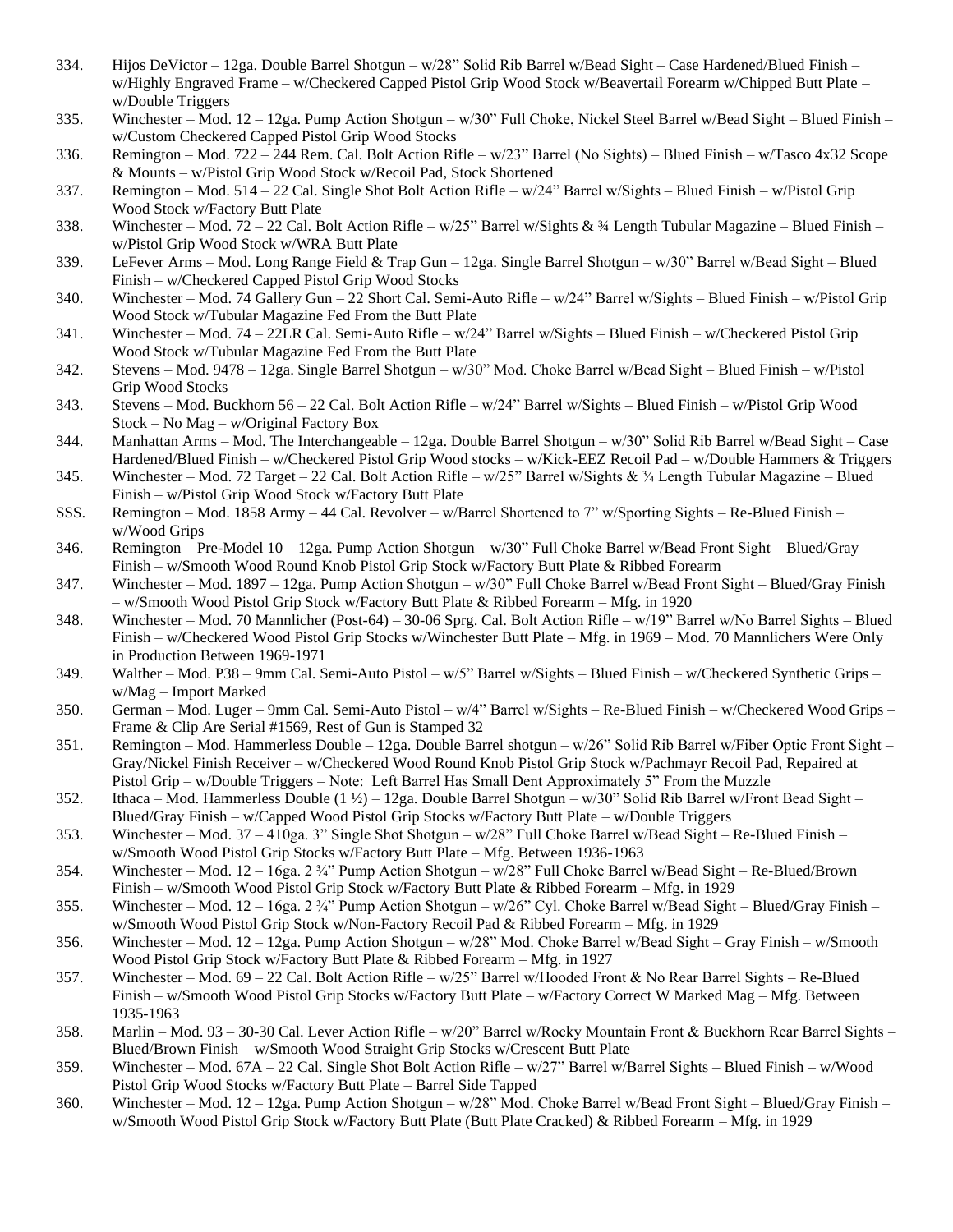334. Hijos DeVictor – 12ga. Double Barrel Shotgun – w/28" Solid Rib Barrel w/Bead Sight – Case Hardened/Blued Finish – w/Highly Engraved Frame – w/Checkered Capped Pistol Grip Wood Stock w/Beavertail Forearm w/Chipped Butt Plate – w/Double Triggers

335. Winchester – Mod. 12 – 12ga. Pump Action Shotgun – w/30" Full Choke, Nickel Steel Barrel w/Bead Sight – Blued Finish – w/Custom Checkered Capped Pistol Grip Wood Stocks

336. Remington – Mod. 722 – 244 Rem. Cal. Bolt Action Rifle – w/23" Barrel (No Sights) – Blued Finish – w/Tasco 4x32 Scope & Mounts – w/Pistol Grip Wood Stock w/Recoil Pad, Stock Shortened

337. Remington – Mod. 514 – 22 Cal. Single Shot Bolt Action Rifle – w/24" Barrel w/Sights – Blued Finish – w/Pistol Grip Wood Stock w/Factory Butt Plate

338. Winchester – Mod. 72 – 22 Cal. Bolt Action Rifle – w/25" Barrel w/Sights & ¾ Length Tubular Magazine – Blued Finish – w/Pistol Grip Wood Stock w/WRA Butt Plate

339. LeFever Arms – Mod. Long Range Field & Trap Gun – 12ga. Single Barrel Shotgun – w/30" Barrel w/Bead Sight – Blued Finish – w/Checkered Capped Pistol Grip Wood Stocks

340. Winchester – Mod. 74 Gallery Gun – 22 Short Cal. Semi-Auto Rifle – w/24" Barrel w/Sights – Blued Finish – w/Pistol Grip Wood Stock w/Tubular Magazine Fed From the Butt Plate

341. Winchester – Mod. 74 – 22LR Cal. Semi-Auto Rifle – w/24" Barrel w/Sights – Blued Finish – w/Checkered Pistol Grip Wood Stock w/Tubular Magazine Fed From the Butt Plate

342. Stevens – Mod. 9478 – 12ga. Single Barrel Shotgun – w/30" Mod. Choke Barrel w/Bead Sight – Blued Finish – w/Pistol Grip Wood Stocks

343. Stevens – Mod. Buckhorn 56 – 22 Cal. Bolt Action Rifle – w/24" Barrel w/Sights – Blued Finish – w/Pistol Grip Wood Stock – No Mag – w/Original Factory Box

344. Manhattan Arms – Mod. The Interchangeable – 12ga. Double Barrel Shotgun – w/30" Solid Rib Barrel w/Bead Sight – Case Hardened/Blued Finish – w/Checkered Pistol Grip Wood stocks – w/Kick-EEZ Recoil Pad – w/Double Hammers & Triggers

345. Winchester – Mod. 72 Target – 22 Cal. Bolt Action Rifle – w/25" Barrel w/Sights & ¾ Length Tubular Magazine – Blued Finish – w/Pistol Grip Wood Stock w/Factory Butt Plate

SSS. Remington – Mod. 1858 Army – 44 Cal. Revolver – w/Barrel Shortened to 7" w/Sporting Sights – Re-Blued Finish – w/Wood Grips

346. Remington – Pre-Model 10 – 12ga. Pump Action Shotgun – w/30" Full Choke Barrel w/Bead Front Sight – Blued/Gray Finish – w/Smooth Wood Round Knob Pistol Grip Stock w/Factory Butt Plate & Ribbed Forearm

347. Winchester – Mod. 1897 – 12ga. Pump Action Shotgun – w/30" Full Choke Barrel w/Bead Front Sight – Blued/Gray Finish – w/Smooth Wood Pistol Grip Stock w/Factory Butt Plate & Ribbed Forearm – Mfg. in 1920

348. Winchester – Mod. 70 Mannlicher (Post-64) – 30-06 Sprg. Cal. Bolt Action Rifle – w/19" Barrel w/No Barrel Sights – Blued Finish – w/Checkered Wood Pistol Grip Stocks w/Winchester Butt Plate – Mfg. in 1969 – Mod. 70 Mannlichers Were Only in Production Between 1969-1971

349. Walther – Mod. P38 – 9mm Cal. Semi-Auto Pistol – w/5" Barrel w/Sights – Blued Finish – w/Checkered Synthetic Grips – w/Mag – Import Marked

350. German – Mod. Luger – 9mm Cal. Semi-Auto Pistol – w/4" Barrel w/Sights – Re-Blued Finish – w/Checkered Wood Grips – Frame & Clip Are Serial #1569, Rest of Gun is Stamped 32

351. Remington – Mod. Hammerless Double – 12ga. Double Barrel shotgun – w/26" Solid Rib Barrel w/Fiber Optic Front Sight – Gray/Nickel Finish Receiver – w/Checkered Wood Round Knob Pistol Grip Stock w/Pachmayr Recoil Pad, Repaired at Pistol Grip – w/Double Triggers – Note: Left Barrel Has Small Dent Approximately 5" From the Muzzle

352. Ithaca – Mod. Hammerless Double (1 ½) – 12ga. Double Barrel Shotgun – w/30" Solid Rib Barrel w/Front Bead Sight – Blued/Gray Finish – w/Capped Wood Pistol Grip Stocks w/Factory Butt Plate – w/Double Triggers

353. Winchester – Mod. 37 – 410ga. 3" Single Shot Shotgun – w/28" Full Choke Barrel w/Bead Sight – Re-Blued Finish – w/Smooth Wood Pistol Grip Stocks w/Factory Butt Plate – Mfg. Between 1936-1963

354. Winchester – Mod. 12 – 16ga. 2 ¾" Pump Action Shotgun – w/28" Full Choke Barrel w/Bead Sight – Re-Blued/Brown Finish – w/Smooth Wood Pistol Grip Stock w/Factory Butt Plate & Ribbed Forearm – Mfg. in 1929

355. Winchester – Mod. 12 – 16ga. 2 ¾" Pump Action Shotgun – w/26" Cyl. Choke Barrel w/Bead Sight – Blued/Gray Finish – w/Smooth Wood Pistol Grip Stock w/Non-Factory Recoil Pad & Ribbed Forearm – Mfg. in 1929

356. Winchester – Mod. 12 – 12ga. Pump Action Shotgun – w/28" Mod. Choke Barrel w/Bead Sight – Gray Finish – w/Smooth Wood Pistol Grip Stock w/Factory Butt Plate & Ribbed Forearm – Mfg. in 1927

357. Winchester – Mod. 69 – 22 Cal. Bolt Action Rifle – w/25" Barrel w/Hooded Front & No Rear Barrel Sights – Re-Blued Finish – w/Smooth Wood Pistol Grip Stocks w/Factory Butt Plate – w/Factory Correct W Marked Mag – Mfg. Between 1935-1963

358. Marlin – Mod. 93 – 30-30 Cal. Lever Action Rifle – w/20" Barrel w/Rocky Mountain Front & Buckhorn Rear Barrel Sights – Blued/Brown Finish – w/Smooth Wood Straight Grip Stocks w/Crescent Butt Plate

359. Winchester – Mod. 67A – 22 Cal. Single Shot Bolt Action Rifle – w/27" Barrel w/Barrel Sights – Blued Finish – w/Wood Pistol Grip Wood Stocks w/Factory Butt Plate – Barrel Side Tapped

360. Winchester – Mod. 12 – 12ga. Pump Action Shotgun – w/28" Mod. Choke Barrel w/Bead Front Sight – Blued/Gray Finish – w/Smooth Wood Pistol Grip Stock w/Factory Butt Plate (Butt Plate Cracked) & Ribbed Forearm – Mfg. in 1929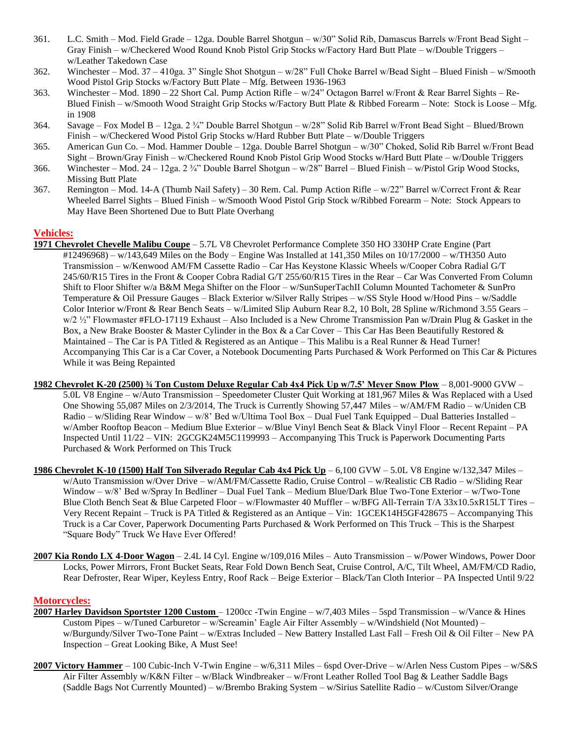361. L.C. Smith – Mod. Field Grade – 12ga. Double Barrel Shotgun – w/30" Solid Rib, Damascus Barrels w/Front Bead Sight – Gray Finish – w/Checkered Wood Round Knob Pistol Grip Stocks w/Factory Hard Butt Plate – w/Double Triggers – w/Leather Takedown Case
362. Winchester – Mod. 37 – 410ga. 3" Single Shot Shotgun – w/28" Full Choke Barrel w/Bead Sight – Blued Finish – w/Smooth Wood Pistol Grip Stocks w/Factory Butt Plate – Mfg. Between 1936-1963
363. Winchester – Mod. 1890 – 22 Short Cal. Pump Action Rifle – w/24" Octagon Barrel w/Front & Rear Barrel Sights – Re-Blued Finish – w/Smooth Wood Straight Grip Stocks w/Factory Butt Plate & Ribbed Forearm – Note: Stock is Loose – Mfg. in 1908
364. Savage – Fox Model B – 12ga. 2 ¾" Double Barrel Shotgun – w/28" Solid Rib Barrel w/Front Bead Sight – Blued/Brown Finish – w/Checkered Wood Pistol Grip Stocks w/Hard Rubber Butt Plate – w/Double Triggers
365. American Gun Co. – Mod. Hammer Double – 12ga. Double Barrel Shotgun – w/30" Choked, Solid Rib Barrel w/Front Bead Sight – Brown/Gray Finish – w/Checkered Round Knob Pistol Grip Wood Stocks w/Hard Butt Plate – w/Double Triggers
366. Winchester – Mod. 24 – 12ga. 2 ¾" Double Barrel Shotgun – w/28" Barrel – Blued Finish – w/Pistol Grip Wood Stocks, Missing Butt Plate
367. Remington – Mod. 14-A (Thumb Nail Safety) – 30 Rem. Cal. Pump Action Rifle – w/22" Barrel w/Correct Front & Rear Wheeled Barrel Sights – Blued Finish – w/Smooth Wood Pistol Grip Stock w/Ribbed Forearm – Note: Stock Appears to May Have Been Shortened Due to Butt Plate Overhang

## Vehicles:

**1971 Chevrolet Chevelle Malibu Coupe** – 5.7L V8 Chevrolet Performance Complete 350 HO 330HP Crate Engine (Part #12496968) – w/143,649 Miles on the Body – Engine Was Installed at 141,350 Miles on 10/17/2000 – w/TH350 Auto Transmission – w/Kenwood AM/FM Cassette Radio – Car Has Keystone Klassic Wheels w/Cooper Cobra Radial G/T 245/60/R15 Tires in the Front & Cooper Cobra Radial G/T 255/60/R15 Tires in the Rear – Car Was Converted From Column Shift to Floor Shifter w/a B&M Mega Shifter on the Floor – w/SunSuperTachII Column Mounted Tachometer & SunPro Temperature & Oil Pressure Gauges – Black Exterior w/Silver Rally Stripes – w/SS Style Hood w/Hood Pins – w/Saddle Color Interior w/Front & Rear Bench Seats – w/Limited Slip Auburn Rear 8.2, 10 Bolt, 28 Spline w/Richmond 3.55 Gears – w/2 ½" Flowmaster #FLO-17119 Exhaust – Also Included is a New Chrome Transmission Pan w/Drain Plug & Gasket in the Box, a New Brake Booster & Master Cylinder in the Box & a Car Cover – This Car Has Been Beautifully Restored & Maintained – The Car is PA Titled & Registered as an Antique – This Malibu is a Real Runner & Head Turner! Accompanying This Car is a Car Cover, a Notebook Documenting Parts Purchased & Work Performed on This Car & Pictures While it was Being Repainted

**1982 Chevrolet K-20 (2500) ¾ Ton Custom Deluxe Regular Cab 4x4 Pick Up w/7.5' Meyer Snow Plow** – 8,001-9000 GVW – 5.0L V8 Engine – w/Auto Transmission – Speedometer Cluster Quit Working at 181,967 Miles & Was Replaced with a Used One Showing 55,087 Miles on 2/3/2014, The Truck is Currently Showing 57,447 Miles – w/AM/FM Radio – w/Uniden CB Radio – w/Sliding Rear Window – w/8' Bed w/Ultima Tool Box – Dual Fuel Tank Equipped – Dual Batteries Installed – w/Amber Rooftop Beacon – Medium Blue Exterior – w/Blue Vinyl Bench Seat & Black Vinyl Floor – Recent Repaint – PA Inspected Until 11/22 – VIN: 2GCGK24M5C1199993 – Accompanying This Truck is Paperwork Documenting Parts Purchased & Work Performed on This Truck

**1986 Chevrolet K-10 (1500) Half Ton Silverado Regular Cab 4x4 Pick Up** – 6,100 GVW – 5.0L V8 Engine w/132,347 Miles – w/Auto Transmission w/Over Drive – w/AM/FM/Cassette Radio, Cruise Control – w/Realistic CB Radio – w/Sliding Rear Window – w/8' Bed w/Spray In Bedliner – Dual Fuel Tank – Medium Blue/Dark Blue Two-Tone Exterior – w/Two-Tone Blue Cloth Bench Seat & Blue Carpeted Floor – w/Flowmaster 40 Muffler – w/BFG All-Terrain T/A 33x10.5xR15LT Tires – Very Recent Repaint – Truck is PA Titled & Registered as an Antique – Vin: 1GCEK14H5GF428675 – Accompanying This Truck is a Car Cover, Paperwork Documenting Parts Purchased & Work Performed on This Truck – This is the Sharpest "Square Body" Truck We Have Ever Offered!

**2007 Kia Rondo LX 4-Door Wagon** – 2.4L I4 Cyl. Engine w/109,016 Miles – Auto Transmission – w/Power Windows, Power Door Locks, Power Mirrors, Front Bucket Seats, Rear Fold Down Bench Seat, Cruise Control, A/C, Tilt Wheel, AM/FM/CD Radio, Rear Defroster, Rear Wiper, Keyless Entry, Roof Rack – Beige Exterior – Black/Tan Cloth Interior – PA Inspected Until 9/22

## Motorcycles:

**2007 Harley Davidson Sportster 1200 Custom** – 1200cc -Twin Engine – w/7,403 Miles – 5spd Transmission – w/Vance & Hines Custom Pipes – w/Tuned Carburetor – w/Screamin' Eagle Air Filter Assembly – w/Windshield (Not Mounted) – w/Burgundy/Silver Two-Tone Paint – w/Extras Included – New Battery Installed Last Fall – Fresh Oil & Oil Filter – New PA Inspection – Great Looking Bike, A Must See!

**2007 Victory Hammer** – 100 Cubic-Inch V-Twin Engine – w/6,311 Miles – 6spd Over-Drive – w/Arlen Ness Custom Pipes – w/S&S Air Filter Assembly w/K&N Filter – w/Black Windbreaker – w/Front Leather Rolled Tool Bag & Leather Saddle Bags (Saddle Bags Not Currently Mounted) – w/Brembo Braking System – w/Sirius Satellite Radio – w/Custom Silver/Orange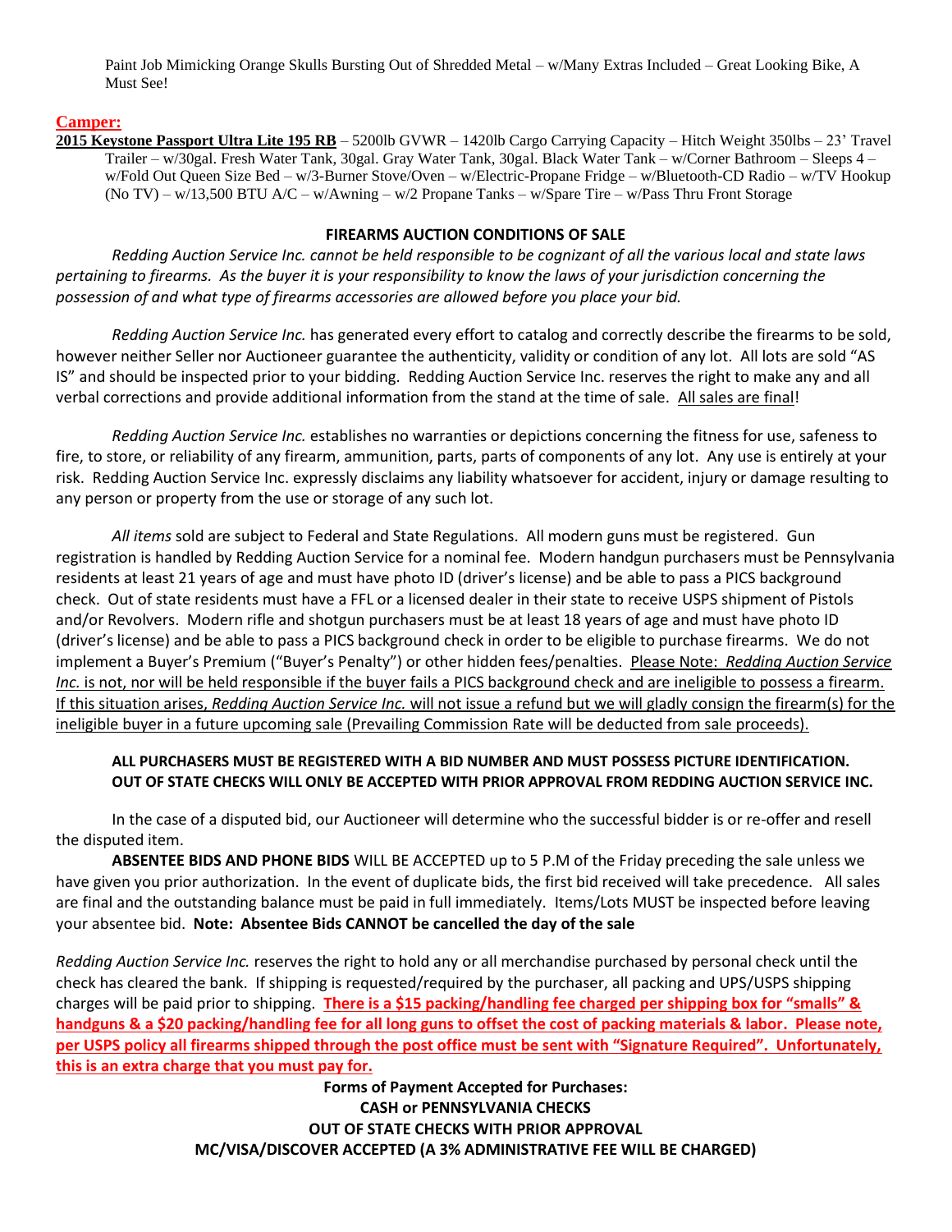Paint Job Mimicking Orange Skulls Bursting Out of Shredded Metal – w/Many Extras Included – Great Looking Bike, A Must See!

**Camper:**

**2015 Keystone Passport Ultra Lite 195 RB** – 5200lb GVWR – 1420lb Cargo Carrying Capacity – Hitch Weight 350lbs – 23' Travel Trailer – w/30gal. Fresh Water Tank, 30gal. Gray Water Tank, 30gal. Black Water Tank – w/Corner Bathroom – Sleeps 4 – w/Fold Out Queen Size Bed – w/3-Burner Stove/Oven – w/Electric-Propane Fridge – w/Bluetooth-CD Radio – w/TV Hookup (No TV) – w/13,500 BTU A/C – w/Awning – w/2 Propane Tanks – w/Spare Tire – w/Pass Thru Front Storage

**FIREARMS AUCTION CONDITIONS OF SALE**

*Redding Auction Service Inc. cannot be held responsible to be cognizant of all the various local and state laws pertaining to firearms. As the buyer it is your responsibility to know the laws of your jurisdiction concerning the possession of and what type of firearms accessories are allowed before you place your bid.*

*Redding Auction Service Inc.* has generated every effort to catalog and correctly describe the firearms to be sold, however neither Seller nor Auctioneer guarantee the authenticity, validity or condition of any lot. All lots are sold "AS IS" and should be inspected prior to your bidding. Redding Auction Service Inc. reserves the right to make any and all verbal corrections and provide additional information from the stand at the time of sale. <u>All sales are final</u>!

*Redding Auction Service Inc.* establishes no warranties or depictions concerning the fitness for use, safeness to fire, to store, or reliability of any firearm, ammunition, parts, parts of components of any lot. Any use is entirely at your risk. Redding Auction Service Inc. expressly disclaims any liability whatsoever for accident, injury or damage resulting to any person or property from the use or storage of any such lot.

*All items* sold are subject to Federal and State Regulations. All modern guns must be registered. Gun registration is handled by Redding Auction Service for a nominal fee. Modern handgun purchasers must be Pennsylvania residents at least 21 years of age and must have photo ID (driver's license) and be able to pass a PICS background check. Out of state residents must have a FFL or a licensed dealer in their state to receive USPS shipment of Pistols and/or Revolvers. Modern rifle and shotgun purchasers must be at least 18 years of age and must have photo ID (driver's license) and be able to pass a PICS background check in order to be eligible to purchase firearms. We do not implement a Buyer's Premium ("Buyer's Penalty") or other hidden fees/penalties. <u>Please Note: *Redding Auction Service Inc.* is not, nor will be held responsible if the buyer fails a PICS background check and are ineligible to possess a firearm. If this situation arises, *Redding Auction Service Inc.* will not issue a refund but we will gladly consign the firearm(s) for the ineligible buyer in a future upcoming sale (Prevailing Commission Rate will be deducted from sale proceeds).</u>

**ALL PURCHASERS MUST BE REGISTERED WITH A BID NUMBER AND MUST POSSESS PICTURE IDENTIFICATION. OUT OF STATE CHECKS WILL ONLY BE ACCEPTED WITH PRIOR APPROVAL FROM REDDING AUCTION SERVICE INC.**

In the case of a disputed bid, our Auctioneer will determine who the successful bidder is or re-offer and resell the disputed item.

**ABSENTEE BIDS AND PHONE BIDS** WILL BE ACCEPTED up to 5 P.M of the Friday preceding the sale unless we have given you prior authorization. In the event of duplicate bids, the first bid received will take precedence. All sales are final and the outstanding balance must be paid in full immediately. Items/Lots MUST be inspected before leaving your absentee bid. **Note: Absentee Bids CANNOT be cancelled the day of the sale**

*Redding Auction Service Inc.* reserves the right to hold any or all merchandise purchased by personal check until the check has cleared the bank. If shipping is requested/required by the purchaser, all packing and UPS/USPS shipping charges will be paid prior to shipping. <u>**There is a $15 packing/handling fee charged per shipping box for "smalls" & handguns & a $20 packing/handling fee for all long guns to offset the cost of packing materials & labor. Please note, per USPS policy all firearms shipped through the post office must be sent with "Signature Required". Unfortunately, this is an extra charge that you must pay for.**</u>

**Forms of Payment Accepted for Purchases:**
**CASH or PENNSYLVANIA CHECKS**
**OUT OF STATE CHECKS WITH PRIOR APPROVAL**
**MC/VISA/DISCOVER ACCEPTED (A 3% ADMINISTRATIVE FEE WILL BE CHARGED)**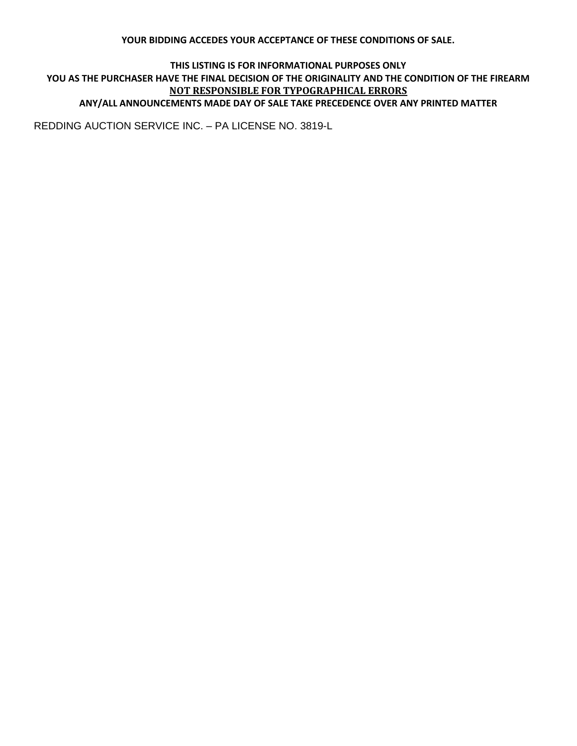**YOUR BIDDING ACCEDES YOUR ACCEPTANCE OF THESE CONDITIONS OF SALE.**

**THIS LISTING IS FOR INFORMATIONAL PURPOSES ONLY**

**YOU AS THE PURCHASER HAVE THE FINAL DECISION OF THE ORIGINALITY AND THE CONDITION OF THE FIREARM**

**NOT RESPONSIBLE FOR TYPOGRAPHICAL ERRORS**

**ANY/ALL ANNOUNCEMENTS MADE DAY OF SALE TAKE PRECEDENCE OVER ANY PRINTED MATTER**

REDDING AUCTION SERVICE INC. – PA LICENSE NO. 3819-L